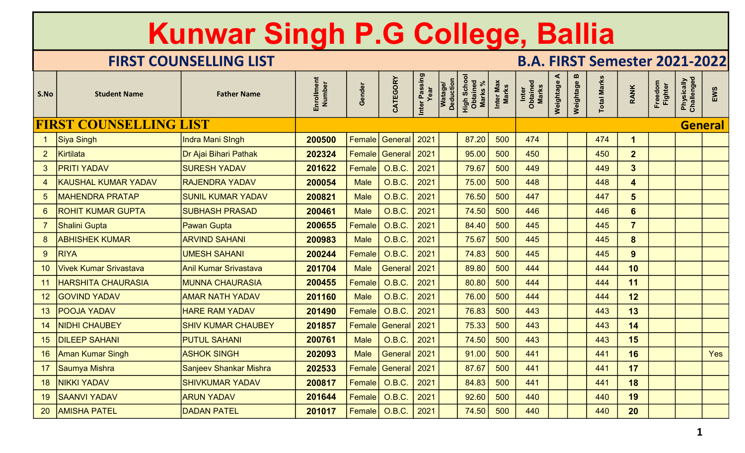# Kunwar Singh P.G College, Ballia

## FIRST COUNSELLING LIST

## B.A. FIRST Semester 2021-2022

| S.No | Student Name | Father Name | Enrollment Number | Gender | CATEGORY | Inter Passing Year | Watage/ Deduction | High School Obtained Marks % | Inter Max Marks | Inter Obtained Marks | Weightage A | Weightage B | Total Marks | RANK | Freedom Fighter | Physically Challenged | EWS |
|---|---|---|---|---|---|---|---|---|---|---|---|---|---|---|---|---|---|
| **FIRST COUNSELLING LIST** | | | | | | | | | | | | | | | | | **General** |
| 1 | Siya Singh | Indra Mani SIngh | **200500** | Female | General | 2021 | | 87.20 | 500 | 474 | | | 474 | **1** | | | |
| 2 | Kirtilata | Dr Ajai Bihari Pathak | **202324** | Female | General | 2021 | | 95.00 | 500 | 450 | | | 450 | **2** | | | |
| 3 | PRITI YADAV | SURESH YADAV | **201622** | Female | O.B.C. | 2021 | | 79.67 | 500 | 449 | | | 449 | **3** | | | |
| 4 | KAUSHAL KUMAR YADAV | RAJENDRA YADAV | **200054** | Male | O.B.C. | 2021 | | 75.00 | 500 | 448 | | | 448 | **4** | | | |
| 5 | MAHENDRA PRATAP | SUNIL KUMAR YADAV | **200821** | Male | O.B.C. | 2021 | | 76.50 | 500 | 447 | | | 447 | **5** | | | |
| 6 | ROHIT KUMAR GUPTA | SUBHASH PRASAD | **200461** | Male | O.B.C. | 2021 | | 74.50 | 500 | 446 | | | 446 | **6** | | | |
| 7 | Shalini Gupta | Pawan Gupta | **200655** | Female | O.B.C. | 2021 | | 84.40 | 500 | 445 | | | 445 | **7** | | | |
| 8 | ABHISHEK KUMAR | ARVIND SAHANI | **200983** | Male | O.B.C. | 2021 | | 75.67 | 500 | 445 | | | 445 | **8** | | | |
| 9 | RIYA | UMESH SAHANI | **200244** | Female | O.B.C. | 2021 | | 74.83 | 500 | 445 | | | 445 | **9** | | | |
| 10 | Vivek Kumar Srivastava | Anil Kumar Srivastava | **201704** | Male | General | 2021 | | 89.80 | 500 | 444 | | | 444 | **10** | | | |
| 11 | HARSHITA CHAURASIA | MUNNA CHAURASIA | **200455** | Female | O.B.C. | 2021 | | 80.80 | 500 | 444 | | | 444 | **11** | | | |
| 12 | GOVIND YADAV | AMAR NATH YADAV | **201160** | Male | O.B.C. | 2021 | | 76.00 | 500 | 444 | | | 444 | **12** | | | |
| 13 | POOJA YADAV | HARE RAM YADAV | **201490** | Female | O.B.C. | 2021 | | 76.83 | 500 | 443 | | | 443 | **13** | | | |
| 14 | NIDHI CHAUBEY | SHIV KUMAR CHAUBEY | **201857** | Female | General | 2021 | | 75.33 | 500 | 443 | | | 443 | **14** | | | |
| 15 | DILEEP SAHANI | PUTUL SAHANI | **200761** | Male | O.B.C. | 2021 | | 74.50 | 500 | 443 | | | 443 | **15** | | | |
| 16 | Aman Kumar Singh | ASHOK SINGH | **202093** | Male | General | 2021 | | 91.00 | 500 | 441 | | | 441 | **16** | | | Yes |
| 17 | Saumya Mishra | Sanjeev Shankar Mishra | **202533** | Female | General | 2021 | | 87.67 | 500 | 441 | | | 441 | **17** | | | |
| 18 | NIKKI YADAV | SHIVKUMAR YADAV | **200817** | Female | O.B.C. | 2021 | | 84.83 | 500 | 441 | | | 441 | **18** | | | |
| 19 | SAANVI YADAV | ARUN YADAV | **201644** | Female | O.B.C. | 2021 | | 92.60 | 500 | 440 | | | 440 | **19** | | | |
| 20 | AMISHA PATEL | DADAN PATEL | **201017** | Female | O.B.C. | 2021 | | 74.50 | 500 | 440 | | | 440 | **20** | | | |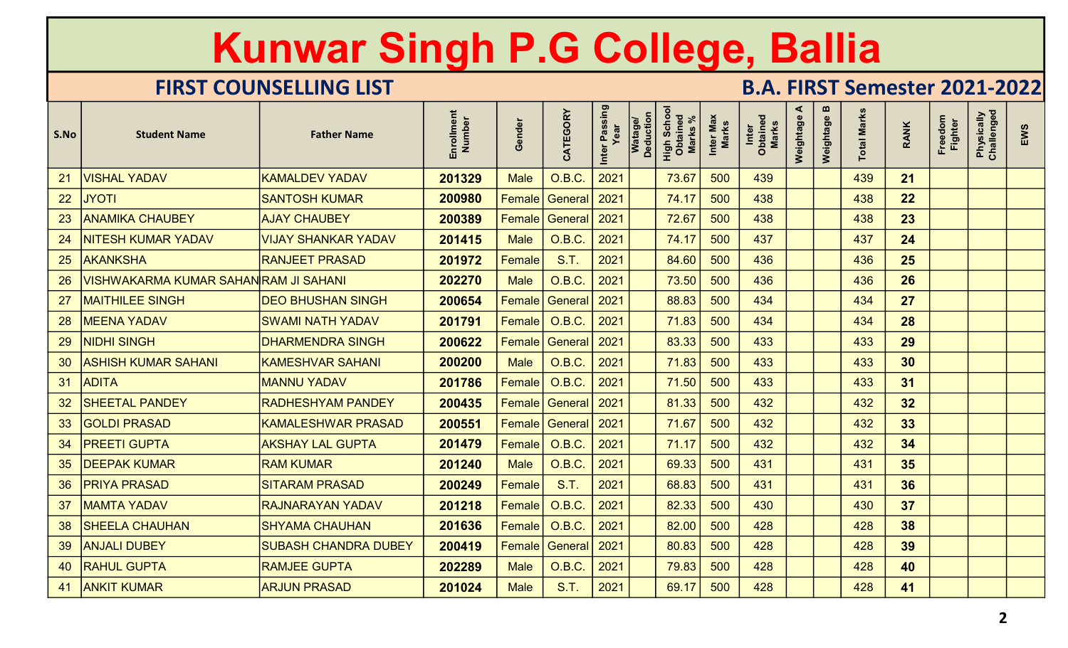# Kunwar Singh P.G College, Ballia

## FIRST COUNSELLING LIST

## B.A. FIRST Semester 2021-2022

| S.No | Student Name | Father Name | Enrollment Number | Gender | CATEGORY | Inter Passing Year | Watage/ Deduction | High School Obtained Marks % | Inter Max Marks | Inter Obtained Marks | Weightage A | Weightage B | Total Marks | RANK | Freedom Fighter | Physically Challenged | EWS |
|---|---|---|---|---|---|---|---|---|---|---|---|---|---|---|---|---|---|
| 21 | VISHAL YADAV | KAMALDEV YADAV | 201329 | Male | O.B.C. | 2021 | | 73.67 | 500 | 439 | | | 439 | 21 | | | |
| 22 | JYOTI | SANTOSH KUMAR | 200980 | Female | General | 2021 | | 74.17 | 500 | 438 | | | 438 | 22 | | | |
| 23 | ANAMIKA CHAUBEY | AJAY CHAUBEY | 200389 | Female | General | 2021 | | 72.67 | 500 | 438 | | | 438 | 23 | | | |
| 24 | NITESH KUMAR YADAV | VIJAY SHANKAR YADAV | 201415 | Male | O.B.C. | 2021 | | 74.17 | 500 | 437 | | | 437 | 24 | | | |
| 25 | AKANKSHA | RANJEET PRASAD | 201972 | Female | S.T. | 2021 | | 84.60 | 500 | 436 | | | 436 | 25 | | | |
| 26 | VISHWAKARMA KUMAR SAHANI | RAM JI SAHANI | 202270 | Male | O.B.C. | 2021 | | 73.50 | 500 | 436 | | | 436 | 26 | | | |
| 27 | MAITHILEE SINGH | DEO BHUSHAN SINGH | 200654 | Female | General | 2021 | | 88.83 | 500 | 434 | | | 434 | 27 | | | |
| 28 | MEENA YADAV | SWAMI NATH YADAV | 201791 | Female | O.B.C. | 2021 | | 71.83 | 500 | 434 | | | 434 | 28 | | | |
| 29 | NIDHI SINGH | DHARMENDRA SINGH | 200622 | Female | General | 2021 | | 83.33 | 500 | 433 | | | 433 | 29 | | | |
| 30 | ASHISH KUMAR SAHANI | KAMESHVAR SAHANI | 200200 | Male | O.B.C. | 2021 | | 71.83 | 500 | 433 | | | 433 | 30 | | | |
| 31 | ADITA | MANNU YADAV | 201786 | Female | O.B.C. | 2021 | | 71.50 | 500 | 433 | | | 433 | 31 | | | |
| 32 | SHEETAL PANDEY | RADHESHYAM PANDEY | 200435 | Female | General | 2021 | | 81.33 | 500 | 432 | | | 432 | 32 | | | |
| 33 | GOLDI PRASAD | KAMALESHWAR PRASAD | 200551 | Female | General | 2021 | | 71.67 | 500 | 432 | | | 432 | 33 | | | |
| 34 | PREETI GUPTA | AKSHAY LAL GUPTA | 201479 | Female | O.B.C. | 2021 | | 71.17 | 500 | 432 | | | 432 | 34 | | | |
| 35 | DEEPAK KUMAR | RAM KUMAR | 201240 | Male | O.B.C. | 2021 | | 69.33 | 500 | 431 | | | 431 | 35 | | | |
| 36 | PRIYA PRASAD | SITARAM PRASAD | 200249 | Female | S.T. | 2021 | | 68.83 | 500 | 431 | | | 431 | 36 | | | |
| 37 | MAMTA YADAV | RAJNARAYAN YADAV | 201218 | Female | O.B.C. | 2021 | | 82.33 | 500 | 430 | | | 430 | 37 | | | |
| 38 | SHEELA CHAUHAN | SHYAMA CHAUHAN | 201636 | Female | O.B.C. | 2021 | | 82.00 | 500 | 428 | | | 428 | 38 | | | |
| 39 | ANJALI DUBEY | SUBASH CHANDRA DUBEY | 200419 | Female | General | 2021 | | 80.83 | 500 | 428 | | | 428 | 39 | | | |
| 40 | RAHUL GUPTA | RAMJEE GUPTA | 202289 | Male | O.B.C. | 2021 | | 79.83 | 500 | 428 | | | 428 | 40 | | | |
| 41 | ANKIT KUMAR | ARJUN PRASAD | 201024 | Male | S.T. | 2021 | | 69.17 | 500 | 428 | | | 428 | 41 | | | |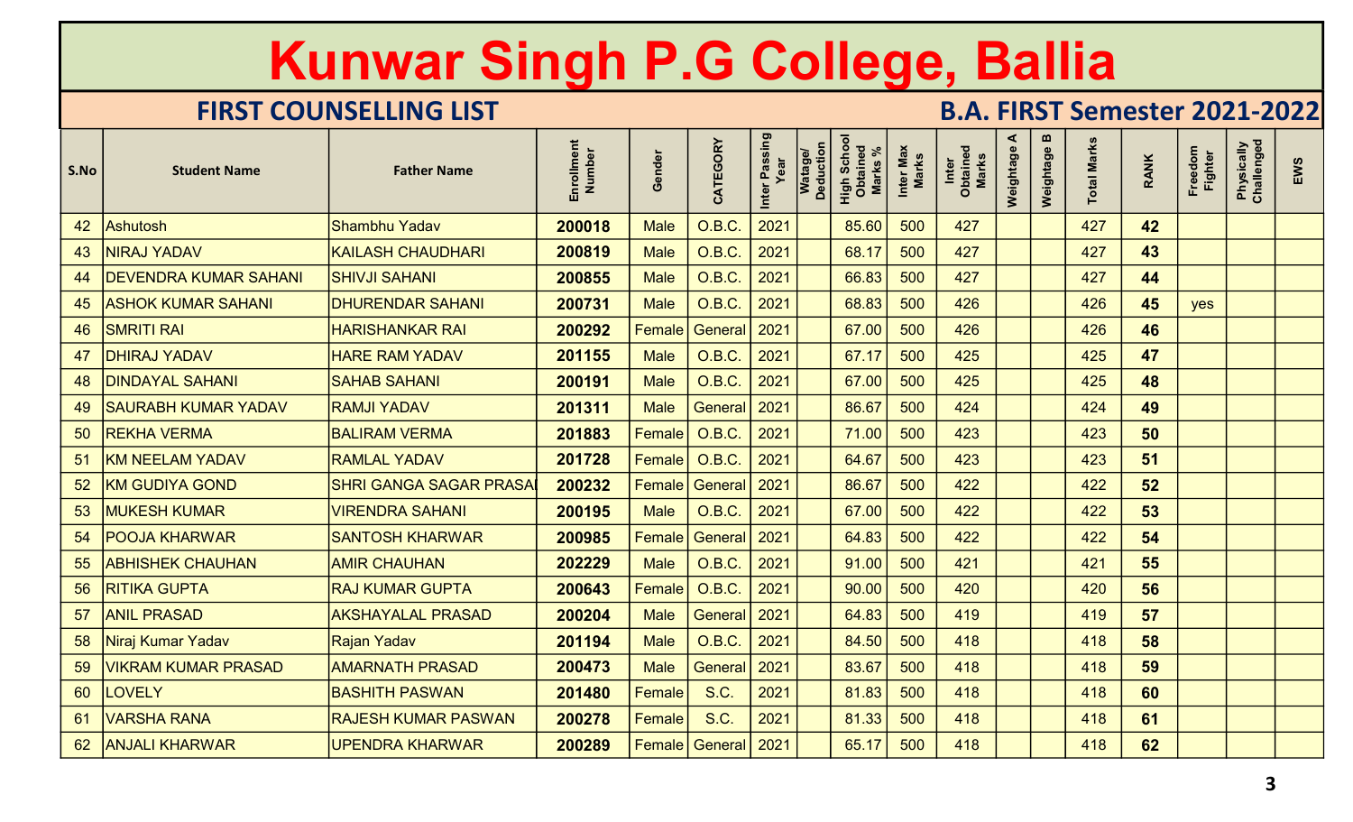# Kunwar Singh P.G College, Ballia

## FIRST COUNSELLING LIST

## B.A. FIRST Semester 2021-2022

| S.No | Student Name | Father Name | Enrollment Number | Gender | CATEGORY | Inter Passing Year | Watage/ Deduction | High School Obtained Marks % | Inter Max Marks | Inter Obtained Marks | Weightage A | Weightage B | Total Marks | RANK | Freedom Fighter | Physically Challenged | EWS |
|---|---|---|---|---|---|---|---|---|---|---|---|---|---|---|---|---|---|
| 42 | Ashutosh | Shambhu Yadav | 200018 | Male | O.B.C. | 2021 | | 85.60 | 500 | 427 | | | 427 | 42 | | | |
| 43 | NIRAJ YADAV | KAILASH CHAUDHARI | 200819 | Male | O.B.C. | 2021 | | 68.17 | 500 | 427 | | | 427 | 43 | | | |
| 44 | DEVENDRA KUMAR SAHANI | SHIVJI SAHANI | 200855 | Male | O.B.C. | 2021 | | 66.83 | 500 | 427 | | | 427 | 44 | | | |
| 45 | ASHOK KUMAR SAHANI | DHURENDAR SAHANI | 200731 | Male | O.B.C. | 2021 | | 68.83 | 500 | 426 | | | 426 | 45 | yes | | |
| 46 | SMRITI RAI | HARISHANKAR RAI | 200292 | Female | General | 2021 | | 67.00 | 500 | 426 | | | 426 | 46 | | | |
| 47 | DHIRAJ YADAV | HARE RAM YADAV | 201155 | Male | O.B.C. | 2021 | | 67.17 | 500 | 425 | | | 425 | 47 | | | |
| 48 | DINDAYAL SAHANI | SAHAB SAHANI | 200191 | Male | O.B.C. | 2021 | | 67.00 | 500 | 425 | | | 425 | 48 | | | |
| 49 | SAURABH KUMAR YADAV | RAMJI YADAV | 201311 | Male | General | 2021 | | 86.67 | 500 | 424 | | | 424 | 49 | | | |
| 50 | REKHA VERMA | BALIRAM VERMA | 201883 | Female | O.B.C. | 2021 | | 71.00 | 500 | 423 | | | 423 | 50 | | | |
| 51 | KM NEELAM YADAV | RAMLAL YADAV | 201728 | Female | O.B.C. | 2021 | | 64.67 | 500 | 423 | | | 423 | 51 | | | |
| 52 | KM GUDIYA GOND | SHRI GANGA SAGAR PRASAI | 200232 | Female | General | 2021 | | 86.67 | 500 | 422 | | | 422 | 52 | | | |
| 53 | MUKESH KUMAR | VIRENDRA SAHANI | 200195 | Male | O.B.C. | 2021 | | 67.00 | 500 | 422 | | | 422 | 53 | | | |
| 54 | POOJA KHARWAR | SANTOSH KHARWAR | 200985 | Female | General | 2021 | | 64.83 | 500 | 422 | | | 422 | 54 | | | |
| 55 | ABHISHEK CHAUHAN | AMIR CHAUHAN | 202229 | Male | O.B.C. | 2021 | | 91.00 | 500 | 421 | | | 421 | 55 | | | |
| 56 | RITIKA GUPTA | RAJ KUMAR GUPTA | 200643 | Female | O.B.C. | 2021 | | 90.00 | 500 | 420 | | | 420 | 56 | | | |
| 57 | ANIL PRASAD | AKSHAYALAL PRASAD | 200204 | Male | General | 2021 | | 64.83 | 500 | 419 | | | 419 | 57 | | | |
| 58 | Niraj Kumar Yadav | Rajan Yadav | 201194 | Male | O.B.C. | 2021 | | 84.50 | 500 | 418 | | | 418 | 58 | | | |
| 59 | VIKRAM KUMAR PRASAD | AMARNATH PRASAD | 200473 | Male | General | 2021 | | 83.67 | 500 | 418 | | | 418 | 59 | | | |
| 60 | LOVELY | BASHITH PASWAN | 201480 | Female | S.C. | 2021 | | 81.83 | 500 | 418 | | | 418 | 60 | | | |
| 61 | VARSHA RANA | RAJESH KUMAR PASWAN | 200278 | Female | S.C. | 2021 | | 81.33 | 500 | 418 | | | 418 | 61 | | | |
| 62 | ANJALI KHARWAR | UPENDRA KHARWAR | 200289 | Female | General | 2021 | | 65.17 | 500 | 418 | | | 418 | 62 | | | |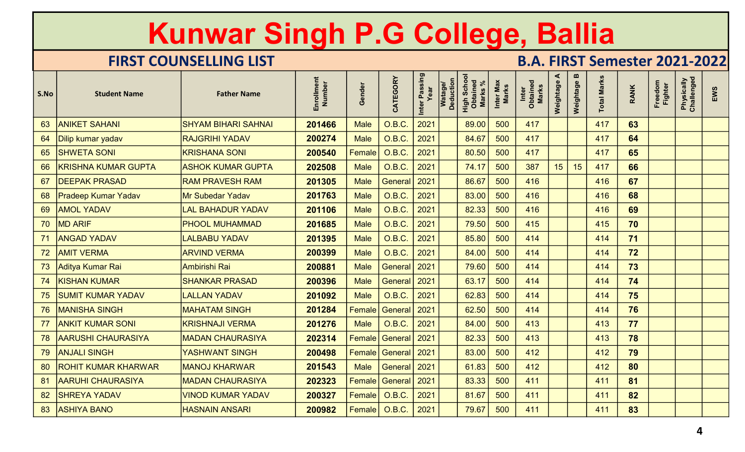# Kunwar Singh P.G College, Ballia

## FIRST COUNSELLING LIST

## B.A. FIRST Semester 2021-2022

| S.No | Student Name | Father Name | Enrollment Number | Gender | CATEGORY | Inter Passing Year | Watage/ Deduction | High School Obtained Marks % | Inter Max Marks | Inter Obtained Marks | Weightage A | Weightage B | Total Marks | RANK | Freedom Fighter | Physically Challenged | EWS |
|---|---|---|---|---|---|---|---|---|---|---|---|---|---|---|---|---|---|
| 63 | ANIKET SAHANI | SHYAM BIHARI SAHNAI | 201466 | Male | O.B.C. | 2021 | | 89.00 | 500 | 417 | | | 417 | 63 | | | |
| 64 | Dilip kumar yadav | RAJGRIHI YADAV | 200274 | Male | O.B.C. | 2021 | | 84.67 | 500 | 417 | | | 417 | 64 | | | |
| 65 | SHWETA SONI | KRISHANA SONI | 200540 | Female | O.B.C. | 2021 | | 80.50 | 500 | 417 | | | 417 | 65 | | | |
| 66 | KRISHNA KUMAR GUPTA | ASHOK KUMAR GUPTA | 202508 | Male | O.B.C. | 2021 | | 74.17 | 500 | 387 | 15 | 15 | 417 | 66 | | | |
| 67 | DEEPAK PRASAD | RAM PRAVESH RAM | 201305 | Male | General | 2021 | | 86.67 | 500 | 416 | | | 416 | 67 | | | |
| 68 | Pradeep Kumar Yadav | Mr Subedar Yadav | 201763 | Male | O.B.C. | 2021 | | 83.00 | 500 | 416 | | | 416 | 68 | | | |
| 69 | AMOL YADAV | LAL BAHADUR YADAV | 201106 | Male | O.B.C. | 2021 | | 82.33 | 500 | 416 | | | 416 | 69 | | | |
| 70 | MD ARIF | PHOOL MUHAMMAD | 201685 | Male | O.B.C. | 2021 | | 79.50 | 500 | 415 | | | 415 | 70 | | | |
| 71 | ANGAD YADAV | LALBABU YADAV | 201395 | Male | O.B.C. | 2021 | | 85.80 | 500 | 414 | | | 414 | 71 | | | |
| 72 | AMIT VERMA | ARVIND VERMA | 200399 | Male | O.B.C. | 2021 | | 84.00 | 500 | 414 | | | 414 | 72 | | | |
| 73 | Aditya Kumar Rai | Ambirishi Rai | 200881 | Male | General | 2021 | | 79.60 | 500 | 414 | | | 414 | 73 | | | |
| 74 | KISHAN KUMAR | SHANKAR PRASAD | 200396 | Male | General | 2021 | | 63.17 | 500 | 414 | | | 414 | 74 | | | |
| 75 | SUMIT KUMAR YADAV | LALLAN YADAV | 201092 | Male | O.B.C. | 2021 | | 62.83 | 500 | 414 | | | 414 | 75 | | | |
| 76 | MANISHA SINGH | MAHATAM SINGH | 201284 | Female | General | 2021 | | 62.50 | 500 | 414 | | | 414 | 76 | | | |
| 77 | ANKIT KUMAR SONI | KRISHNAJI VERMA | 201276 | Male | O.B.C. | 2021 | | 84.00 | 500 | 413 | | | 413 | 77 | | | |
| 78 | AARUSHI CHAURASIYA | MADAN CHAURASIYA | 202314 | Female | General | 2021 | | 82.33 | 500 | 413 | | | 413 | 78 | | | |
| 79 | ANJALI SINGH | YASHWANT SINGH | 200498 | Female | General | 2021 | | 83.00 | 500 | 412 | | | 412 | 79 | | | |
| 80 | ROHIT KUMAR KHARWAR | MANOJ KHARWAR | 201543 | Male | General | 2021 | | 61.83 | 500 | 412 | | | 412 | 80 | | | |
| 81 | AARUHI CHAURASIYA | MADAN CHAURASIYA | 202323 | Female | General | 2021 | | 83.33 | 500 | 411 | | | 411 | 81 | | | |
| 82 | SHREYA YADAV | VINOD KUMAR YADAV | 200327 | Female | O.B.C. | 2021 | | 81.67 | 500 | 411 | | | 411 | 82 | | | |
| 83 | ASHIYA BANO | HASNAIN ANSARI | 200982 | Female | O.B.C. | 2021 | | 79.67 | 500 | 411 | | | 411 | 83 | | | |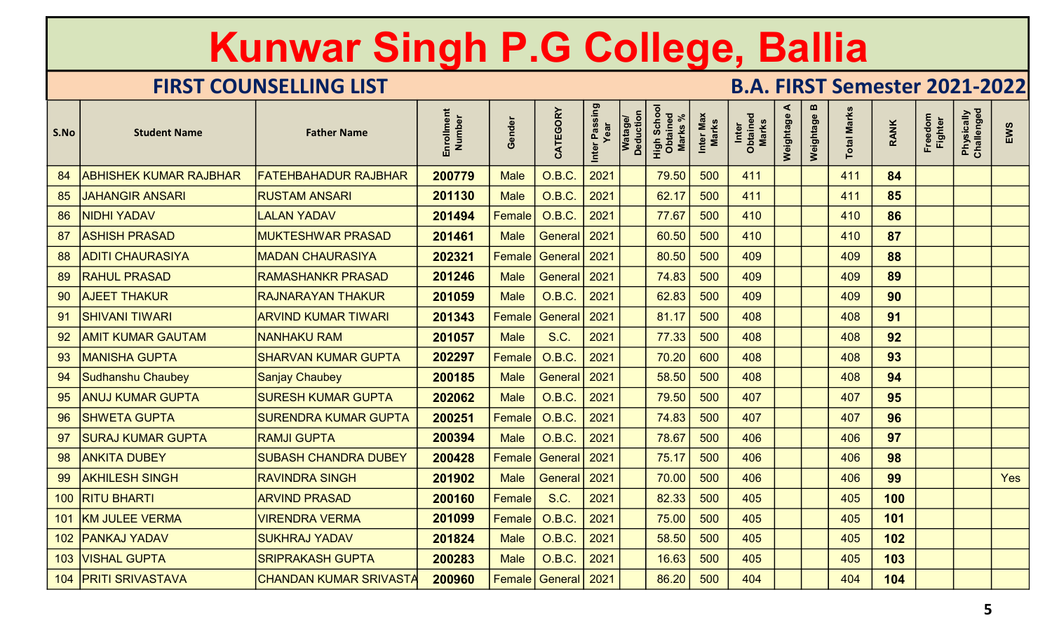# Kunwar Singh P.G College, Ballia

## FIRST COUNSELLING LIST

## B.A. FIRST Semester 2021-2022

| S.No | Student Name | Father Name | Enrollment Number | Gender | CATEGORY | Inter Passing Year | Watage/ Deduction | High School Obtained Marks % | Inter Max Marks | Inter Obtained Marks | Weightage A | Weightage B | Total Marks | RANK | Freedom Fighter | Physically Challenged | EWS |
|---|---|---|---|---|---|---|---|---|---|---|---|---|---|---|---|---|---|
| 84 | ABHISHEK KUMAR RAJBHAR | FATEHBAHADUR RAJBHAR | 200779 | Male | O.B.C. | 2021 | | 79.50 | 500 | 411 | | | 411 | 84 | | | |
| 85 | JAHANGIR ANSARI | RUSTAM ANSARI | 201130 | Male | O.B.C. | 2021 | | 62.17 | 500 | 411 | | | 411 | 85 | | | |
| 86 | NIDHI YADAV | LALAN YADAV | 201494 | Female | O.B.C. | 2021 | | 77.67 | 500 | 410 | | | 410 | 86 | | | |
| 87 | ASHISH PRASAD | MUKTESHWAR PRASAD | 201461 | Male | General | 2021 | | 60.50 | 500 | 410 | | | 410 | 87 | | | |
| 88 | ADITI CHAURASIYA | MADAN CHAURASIYA | 202321 | Female | General | 2021 | | 80.50 | 500 | 409 | | | 409 | 88 | | | |
| 89 | RAHUL PRASAD | RAMASHANKR PRASAD | 201246 | Male | General | 2021 | | 74.83 | 500 | 409 | | | 409 | 89 | | | |
| 90 | AJEET THAKUR | RAJNARAYAN THAKUR | 201059 | Male | O.B.C. | 2021 | | 62.83 | 500 | 409 | | | 409 | 90 | | | |
| 91 | SHIVANI TIWARI | ARVIND KUMAR TIWARI | 201343 | Female | General | 2021 | | 81.17 | 500 | 408 | | | 408 | 91 | | | |
| 92 | AMIT KUMAR GAUTAM | NANHAKU RAM | 201057 | Male | S.C. | 2021 | | 77.33 | 500 | 408 | | | 408 | 92 | | | |
| 93 | MANISHA GUPTA | SHARVAN KUMAR GUPTA | 202297 | Female | O.B.C. | 2021 | | 70.20 | 600 | 408 | | | 408 | 93 | | | |
| 94 | Sudhanshu Chaubey | Sanjay Chaubey | 200185 | Male | General | 2021 | | 58.50 | 500 | 408 | | | 408 | 94 | | | |
| 95 | ANUJ KUMAR GUPTA | SURESH KUMAR GUPTA | 202062 | Male | O.B.C. | 2021 | | 79.50 | 500 | 407 | | | 407 | 95 | | | |
| 96 | SHWETA GUPTA | SURENDRA KUMAR GUPTA | 200251 | Female | O.B.C. | 2021 | | 74.83 | 500 | 407 | | | 407 | 96 | | | |
| 97 | SURAJ KUMAR GUPTA | RAMJI GUPTA | 200394 | Male | O.B.C. | 2021 | | 78.67 | 500 | 406 | | | 406 | 97 | | | |
| 98 | ANKITA DUBEY | SUBASH CHANDRA DUBEY | 200428 | Female | General | 2021 | | 75.17 | 500 | 406 | | | 406 | 98 | | | |
| 99 | AKHILESH SINGH | RAVINDRA SINGH | 201902 | Male | General | 2021 | | 70.00 | 500 | 406 | | | 406 | 99 | | | Yes |
| 100 | RITU BHARTI | ARVIND PRASAD | 200160 | Female | S.C. | 2021 | | 82.33 | 500 | 405 | | | 405 | 100 | | | |
| 101 | KM JULEE VERMA | VIRENDRA VERMA | 201099 | Female | O.B.C. | 2021 | | 75.00 | 500 | 405 | | | 405 | 101 | | | |
| 102 | PANKAJ YADAV | SUKHRAJ YADAV | 201824 | Male | O.B.C. | 2021 | | 58.50 | 500 | 405 | | | 405 | 102 | | | |
| 103 | VISHAL GUPTA | SRIPRAKASH GUPTA | 200283 | Male | O.B.C. | 2021 | | 16.63 | 500 | 405 | | | 405 | 103 | | | |
| 104 | PRITI SRIVASTAVA | CHANDAN KUMAR SRIVASTA | 200960 | Female | General | 2021 | | 86.20 | 500 | 404 | | | 404 | 104 | | | |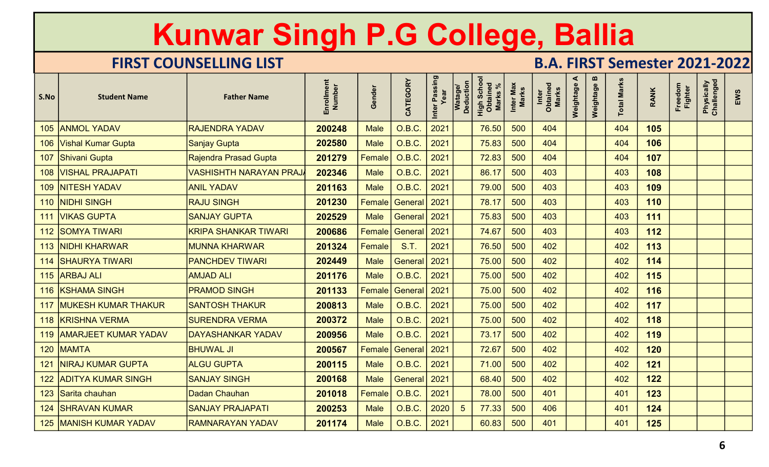# Kunwar Singh P.G College, Ballia

## FIRST COUNSELLING LIST

## B.A. FIRST Semester 2021-2022

| S.No | Student Name | Father Name | Enrollment Number | Gender | CATEGORY | Inter Passing Year | Watage/ Deduction | High School Obtained Marks % | Inter Max Marks | Inter Obtained Marks | Weightage A | Weightage B | Total Marks | RANK | Freedom Fighter | Physically Challenged | EWS |
|---|---|---|---|---|---|---|---|---|---|---|---|---|---|---|---|---|---|
| 105 | ANMOL YADAV | RAJENDRA YADAV | 200248 | Male | O.B.C. | 2021 | | 76.50 | 500 | 404 | | | 404 | 105 | | | |
| 106 | Vishal Kumar Gupta | Sanjay Gupta | 202580 | Male | O.B.C. | 2021 | | 75.83 | 500 | 404 | | | 404 | 106 | | | |
| 107 | Shivani Gupta | Rajendra Prasad Gupta | 201279 | Female | O.B.C. | 2021 | | 72.83 | 500 | 404 | | | 404 | 107 | | | |
| 108 | VISHAL PRAJAPATI | VASHISHTH NARAYAN PRAJA | 202346 | Male | O.B.C. | 2021 | | 86.17 | 500 | 403 | | | 403 | 108 | | | |
| 109 | NITESH YADAV | ANIL YADAV | 201163 | Male | O.B.C. | 2021 | | 79.00 | 500 | 403 | | | 403 | 109 | | | |
| 110 | NIDHI SINGH | RAJU SINGH | 201230 | Female | General | 2021 | | 78.17 | 500 | 403 | | | 403 | 110 | | | |
| 111 | VIKAS GUPTA | SANJAY GUPTA | 202529 | Male | General | 2021 | | 75.83 | 500 | 403 | | | 403 | 111 | | | |
| 112 | SOMYA TIWARI | KRIPA SHANKAR TIWARI | 200686 | Female | General | 2021 | | 74.67 | 500 | 403 | | | 403 | 112 | | | |
| 113 | NIDHI KHARWAR | MUNNA KHARWAR | 201324 | Female | S.T. | 2021 | | 76.50 | 500 | 402 | | | 402 | 113 | | | |
| 114 | SHAURYA TIWARI | PANCHDEV TIWARI | 202449 | Male | General | 2021 | | 75.00 | 500 | 402 | | | 402 | 114 | | | |
| 115 | ARBAJ ALI | AMJAD ALI | 201176 | Male | O.B.C. | 2021 | | 75.00 | 500 | 402 | | | 402 | 115 | | | |
| 116 | KSHAMA SINGH | PRAMOD SINGH | 201133 | Female | General | 2021 | | 75.00 | 500 | 402 | | | 402 | 116 | | | |
| 117 | MUKESH KUMAR THAKUR | SANTOSH THAKUR | 200813 | Male | O.B.C. | 2021 | | 75.00 | 500 | 402 | | | 402 | 117 | | | |
| 118 | KRISHNA VERMA | SURENDRA VERMA | 200372 | Male | O.B.C. | 2021 | | 75.00 | 500 | 402 | | | 402 | 118 | | | |
| 119 | AMARJEET KUMAR YADAV | DAYASHANKAR YADAV | 200956 | Male | O.B.C. | 2021 | | 73.17 | 500 | 402 | | | 402 | 119 | | | |
| 120 | MAMTA | BHUWAL JI | 200567 | Female | General | 2021 | | 72.67 | 500 | 402 | | | 402 | 120 | | | |
| 121 | NIRAJ KUMAR GUPTA | ALGU GUPTA | 200115 | Male | O.B.C. | 2021 | | 71.00 | 500 | 402 | | | 402 | 121 | | | |
| 122 | ADITYA KUMAR SINGH | SANJAY SINGH | 200168 | Male | General | 2021 | | 68.40 | 500 | 402 | | | 402 | 122 | | | |
| 123 | Sarita chauhan | Dadan Chauhan | 201018 | Female | O.B.C. | 2021 | | 78.00 | 500 | 401 | | | 401 | 123 | | | |
| 124 | SHRAVAN KUMAR | SANJAY PRAJAPATI | 200253 | Male | O.B.C. | 2020 | 5 | 77.33 | 500 | 406 | | | 401 | 124 | | | |
| 125 | MANISH KUMAR YADAV | RAMNARAYAN YADAV | 201174 | Male | O.B.C. | 2021 | | 60.83 | 500 | 401 | | | 401 | 125 | | | |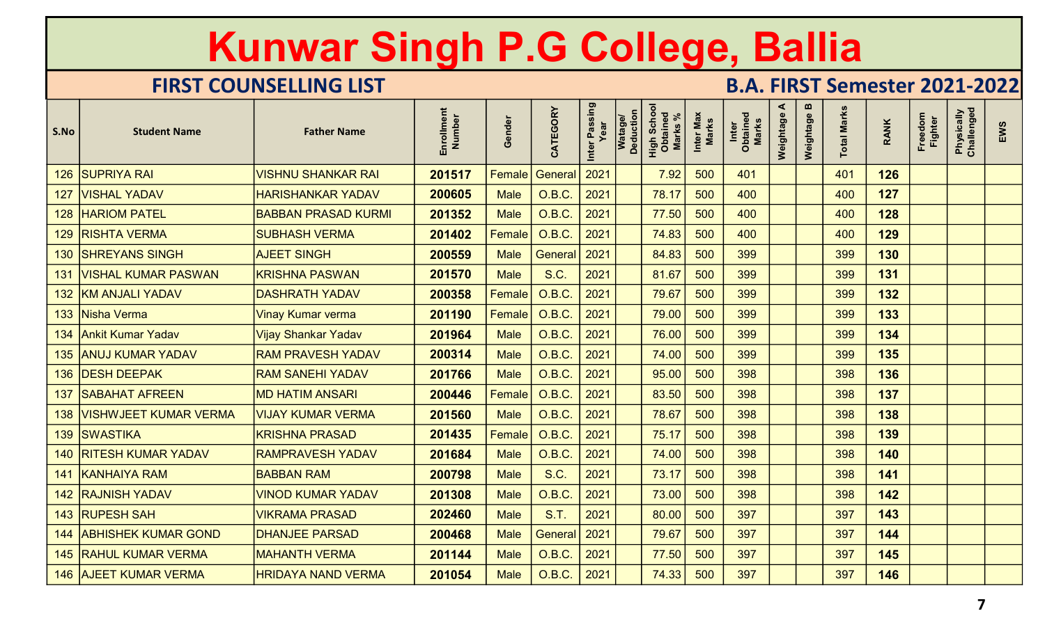# Kunwar Singh P.G College, Ballia

## FIRST COUNSELLING LIST

## B.A. FIRST Semester 2021-2022

| S.No | Student Name | Father Name | Enrollment Number | Gender | CATEGORY | Inter Passing Year | Watage/ Deduction | High School Obtained Marks % | Inter Max Marks | Inter Obtained Marks | Weightage A | Weightage B | Total Marks | RANK | Freedom Fighter | Physically Challenged | EWS |
|---|---|---|---|---|---|---|---|---|---|---|---|---|---|---|---|---|---|
| 126 | SUPRIYA RAI | VISHNU SHANKAR RAI | 201517 | Female | General | 2021 | | 7.92 | 500 | 401 | | | 401 | 126 | | | |
| 127 | VISHAL YADAV | HARISHANKAR YADAV | 200605 | Male | O.B.C. | 2021 | | 78.17 | 500 | 400 | | | 400 | 127 | | | |
| 128 | HARIOM PATEL | BABBAN PRASAD KURMI | 201352 | Male | O.B.C. | 2021 | | 77.50 | 500 | 400 | | | 400 | 128 | | | |
| 129 | RISHTA VERMA | SUBHASH VERMA | 201402 | Female | O.B.C. | 2021 | | 74.83 | 500 | 400 | | | 400 | 129 | | | |
| 130 | SHREYANS SINGH | AJEET SINGH | 200559 | Male | General | 2021 | | 84.83 | 500 | 399 | | | 399 | 130 | | | |
| 131 | VISHAL KUMAR PASWAN | KRISHNA PASWAN | 201570 | Male | S.C. | 2021 | | 81.67 | 500 | 399 | | | 399 | 131 | | | |
| 132 | KM ANJALI YADAV | DASHRATH YADAV | 200358 | Female | O.B.C. | 2021 | | 79.67 | 500 | 399 | | | 399 | 132 | | | |
| 133 | Nisha Verma | Vinay Kumar verma | 201190 | Female | O.B.C. | 2021 | | 79.00 | 500 | 399 | | | 399 | 133 | | | |
| 134 | Ankit Kumar Yadav | Vijay Shankar Yadav | 201964 | Male | O.B.C. | 2021 | | 76.00 | 500 | 399 | | | 399 | 134 | | | |
| 135 | ANUJ KUMAR YADAV | RAM PRAVESH YADAV | 200314 | Male | O.B.C. | 2021 | | 74.00 | 500 | 399 | | | 399 | 135 | | | |
| 136 | DESH DEEPAK | RAM SANEHI YADAV | 201766 | Male | O.B.C. | 2021 | | 95.00 | 500 | 398 | | | 398 | 136 | | | |
| 137 | SABAHAT AFREEN | MD HATIM ANSARI | 200446 | Female | O.B.C. | 2021 | | 83.50 | 500 | 398 | | | 398 | 137 | | | |
| 138 | VISHWJEET KUMAR VERMA | VIJAY KUMAR VERMA | 201560 | Male | O.B.C. | 2021 | | 78.67 | 500 | 398 | | | 398 | 138 | | | |
| 139 | SWASTIKA | KRISHNA PRASAD | 201435 | Female | O.B.C. | 2021 | | 75.17 | 500 | 398 | | | 398 | 139 | | | |
| 140 | RITESH KUMAR YADAV | RAMPRAVESH YADAV | 201684 | Male | O.B.C. | 2021 | | 74.00 | 500 | 398 | | | 398 | 140 | | | |
| 141 | KANHAIYA RAM | BABBAN RAM | 200798 | Male | S.C. | 2021 | | 73.17 | 500 | 398 | | | 398 | 141 | | | |
| 142 | RAJNISH YADAV | VINOD KUMAR YADAV | 201308 | Male | O.B.C. | 2021 | | 73.00 | 500 | 398 | | | 398 | 142 | | | |
| 143 | RUPESH SAH | VIKRAMA PRASAD | 202460 | Male | S.T. | 2021 | | 80.00 | 500 | 397 | | | 397 | 143 | | | |
| 144 | ABHISHEK KUMAR GOND | DHANJEE PARSAD | 200468 | Male | General | 2021 | | 79.67 | 500 | 397 | | | 397 | 144 | | | |
| 145 | RAHUL KUMAR VERMA | MAHANTH VERMA | 201144 | Male | O.B.C. | 2021 | | 77.50 | 500 | 397 | | | 397 | 145 | | | |
| 146 | AJEET KUMAR VERMA | HRIDAYA NAND VERMA | 201054 | Male | O.B.C. | 2021 | | 74.33 | 500 | 397 | | | 397 | 146 | | | |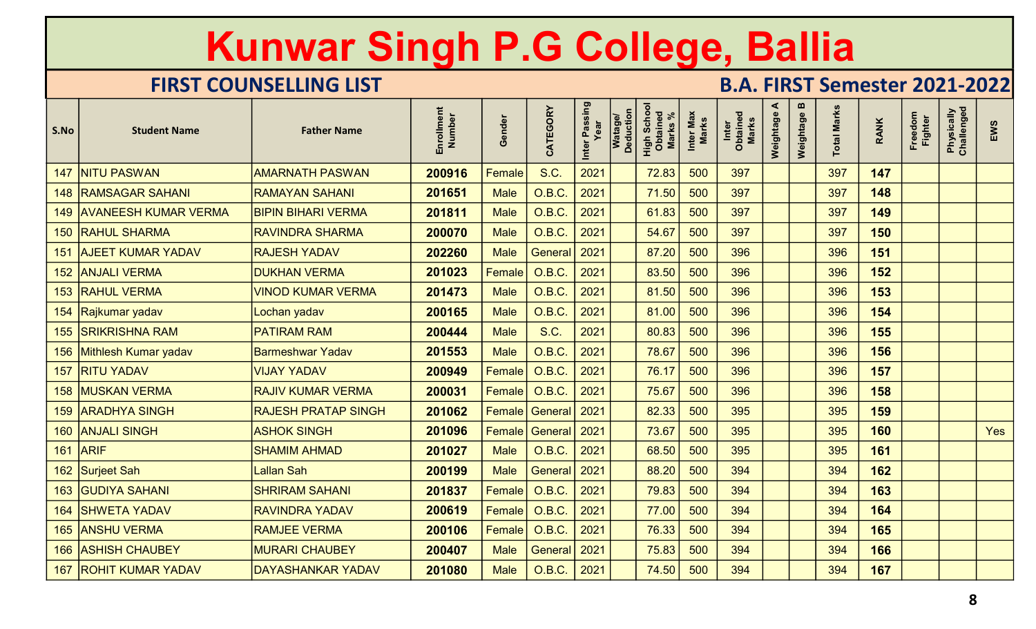# Kunwar Singh P.G College, Ballia

## FIRST COUNSELLING LIST

## B.A. FIRST Semester 2021-2022

| S.No | Student Name | Father Name | Enrollment Number | Gender | CATEGORY | Inter Passing Year | Watage/ Deduction | High School Obtained Marks % | Inter Max Marks | Inter Obtained Marks | Weightage A | Weightage B | Total Marks | RANK | Freedom Fighter | Physically Challenged | EWS |
|---|---|---|---|---|---|---|---|---|---|---|---|---|---|---|---|---|---|
| 147 | NITU PASWAN | AMARNATH PASWAN | 200916 | Female | S.C. | 2021 | | 72.83 | 500 | 397 | | | 397 | 147 | | | |
| 148 | RAMSAGAR SAHANI | RAMAYAN SAHANI | 201651 | Male | O.B.C. | 2021 | | 71.50 | 500 | 397 | | | 397 | 148 | | | |
| 149 | AVANEESH KUMAR VERMA | BIPIN BIHARI VERMA | 201811 | Male | O.B.C. | 2021 | | 61.83 | 500 | 397 | | | 397 | 149 | | | |
| 150 | RAHUL SHARMA | RAVINDRA SHARMA | 200070 | Male | O.B.C. | 2021 | | 54.67 | 500 | 397 | | | 397 | 150 | | | |
| 151 | AJEET KUMAR YADAV | RAJESH YADAV | 202260 | Male | General | 2021 | | 87.20 | 500 | 396 | | | 396 | 151 | | | |
| 152 | ANJALI VERMA | DUKHAN VERMA | 201023 | Female | O.B.C. | 2021 | | 83.50 | 500 | 396 | | | 396 | 152 | | | |
| 153 | RAHUL VERMA | VINOD KUMAR VERMA | 201473 | Male | O.B.C. | 2021 | | 81.50 | 500 | 396 | | | 396 | 153 | | | |
| 154 | Rajkumar yadav | Lochan yadav | 200165 | Male | O.B.C. | 2021 | | 81.00 | 500 | 396 | | | 396 | 154 | | | |
| 155 | SRIKRISHNA RAM | PATIRAM RAM | 200444 | Male | S.C. | 2021 | | 80.83 | 500 | 396 | | | 396 | 155 | | | |
| 156 | Mithlesh Kumar yadav | Barmeshwar Yadav | 201553 | Male | O.B.C. | 2021 | | 78.67 | 500 | 396 | | | 396 | 156 | | | |
| 157 | RITU YADAV | VIJAY YADAV | 200949 | Female | O.B.C. | 2021 | | 76.17 | 500 | 396 | | | 396 | 157 | | | |
| 158 | MUSKAN VERMA | RAJIV KUMAR VERMA | 200031 | Female | O.B.C. | 2021 | | 75.67 | 500 | 396 | | | 396 | 158 | | | |
| 159 | ARADHYA SINGH | RAJESH PRATAP SINGH | 201062 | Female | General | 2021 | | 82.33 | 500 | 395 | | | 395 | 159 | | | |
| 160 | ANJALI SINGH | ASHOK SINGH | 201096 | Female | General | 2021 | | 73.67 | 500 | 395 | | | 395 | 160 | | | Yes |
| 161 | ARIF | SHAMIM AHMAD | 201027 | Male | O.B.C. | 2021 | | 68.50 | 500 | 395 | | | 395 | 161 | | | |
| 162 | Surjeet Sah | Lallan Sah | 200199 | Male | General | 2021 | | 88.20 | 500 | 394 | | | 394 | 162 | | | |
| 163 | GUDIYA SAHANI | SHRIRAM SAHANI | 201837 | Female | O.B.C. | 2021 | | 79.83 | 500 | 394 | | | 394 | 163 | | | |
| 164 | SHWETA YADAV | RAVINDRA YADAV | 200619 | Female | O.B.C. | 2021 | | 77.00 | 500 | 394 | | | 394 | 164 | | | |
| 165 | ANSHU VERMA | RAMJEE VERMA | 200106 | Female | O.B.C. | 2021 | | 76.33 | 500 | 394 | | | 394 | 165 | | | |
| 166 | ASHISH CHAUBEY | MURARI CHAUBEY | 200407 | Male | General | 2021 | | 75.83 | 500 | 394 | | | 394 | 166 | | | |
| 167 | ROHIT KUMAR YADAV | DAYASHANKAR YADAV | 201080 | Male | O.B.C. | 2021 | | 74.50 | 500 | 394 | | | 394 | 167 | | | |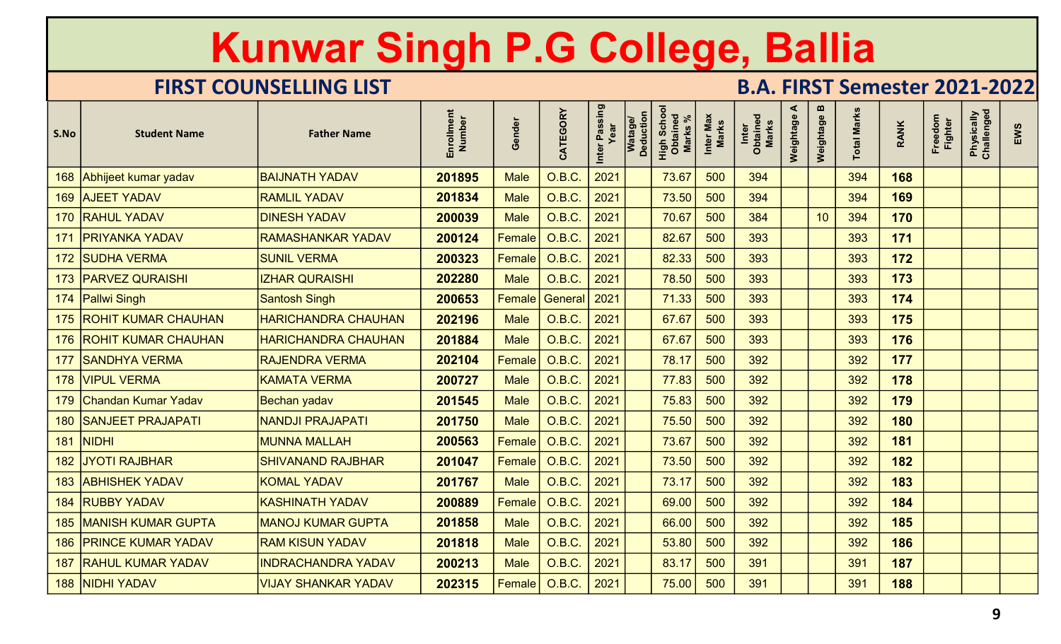# Kunwar Singh P.G College, Ballia

## FIRST COUNSELLING LIST

## B.A. FIRST Semester 2021-2022

| S.No | Student Name | Father Name | Enrollment Number | Gender | CATEGORY | Inter Passing Year | Watage/ Deduction | High School Obtained Marks % | Inter Max Marks | Inter Obtained Marks | Weightage A | Weightage B | Total Marks | RANK | Freedom Fighter | Physically Challenged | EWS |
|---|---|---|---|---|---|---|---|---|---|---|---|---|---|---|---|---|---|
| 168 | Abhijeet kumar yadav | BAIJNATH YADAV | **201895** | Male | O.B.C. | 2021 | | 73.67 | 500 | 394 | | | 394 | **168** | | | |
| 169 | AJEET YADAV | RAMLIL YADAV | **201834** | Male | O.B.C. | 2021 | | 73.50 | 500 | 394 | | | 394 | **169** | | | |
| 170 | RAHUL YADAV | DINESH YADAV | **200039** | Male | O.B.C. | 2021 | | 70.67 | 500 | 384 | | 10 | 394 | **170** | | | |
| 171 | PRIYANKA YADAV | RAMASHANKAR YADAV | **200124** | Female | O.B.C. | 2021 | | 82.67 | 500 | 393 | | | 393 | **171** | | | |
| 172 | SUDHA VERMA | SUNIL VERMA | **200323** | Female | O.B.C. | 2021 | | 82.33 | 500 | 393 | | | 393 | **172** | | | |
| 173 | PARVEZ QURAISHI | IZHAR QURAISHI | **202280** | Male | O.B.C. | 2021 | | 78.50 | 500 | 393 | | | 393 | **173** | | | |
| 174 | Pallwi Singh | Santosh Singh | **200653** | Female | General | 2021 | | 71.33 | 500 | 393 | | | 393 | **174** | | | |
| 175 | ROHIT KUMAR CHAUHAN | HARICHANDRA CHAUHAN | **202196** | Male | O.B.C. | 2021 | | 67.67 | 500 | 393 | | | 393 | **175** | | | |
| 176 | ROHIT KUMAR CHAUHAN | HARICHANDRA CHAUHAN | **201884** | Male | O.B.C. | 2021 | | 67.67 | 500 | 393 | | | 393 | **176** | | | |
| 177 | SANDHYA VERMA | RAJENDRA VERMA | **202104** | Female | O.B.C. | 2021 | | 78.17 | 500 | 392 | | | 392 | **177** | | | |
| 178 | VIPUL VERMA | KAMATA VERMA | **200727** | Male | O.B.C. | 2021 | | 77.83 | 500 | 392 | | | 392 | **178** | | | |
| 179 | Chandan Kumar Yadav | Bechan yadav | **201545** | Male | O.B.C. | 2021 | | 75.83 | 500 | 392 | | | 392 | **179** | | | |
| 180 | SANJEET PRAJAPATI | NANDJI PRAJAPATI | **201750** | Male | O.B.C. | 2021 | | 75.50 | 500 | 392 | | | 392 | **180** | | | |
| 181 | NIDHI | MUNNA MALLAH | **200563** | Female | O.B.C. | 2021 | | 73.67 | 500 | 392 | | | 392 | **181** | | | |
| 182 | JYOTI RAJBHAR | SHIVANAND RAJBHAR | **201047** | Female | O.B.C. | 2021 | | 73.50 | 500 | 392 | | | 392 | **182** | | | |
| 183 | ABHISHEK YADAV | KOMAL YADAV | **201767** | Male | O.B.C. | 2021 | | 73.17 | 500 | 392 | | | 392 | **183** | | | |
| 184 | RUBBY YADAV | KASHINATH YADAV | **200889** | Female | O.B.C. | 2021 | | 69.00 | 500 | 392 | | | 392 | **184** | | | |
| 185 | MANISH KUMAR GUPTA | MANOJ KUMAR GUPTA | **201858** | Male | O.B.C. | 2021 | | 66.00 | 500 | 392 | | | 392 | **185** | | | |
| 186 | PRINCE KUMAR YADAV | RAM KISUN YADAV | **201818** | Male | O.B.C. | 2021 | | 53.80 | 500 | 392 | | | 392 | **186** | | | |
| 187 | RAHUL KUMAR YADAV | INDRACHANDRA YADAV | **200213** | Male | O.B.C. | 2021 | | 83.17 | 500 | 391 | | | 391 | **187** | | | |
| 188 | NIDHI YADAV | VIJAY SHANKAR YADAV | **202315** | Female | O.B.C. | 2021 | | 75.00 | 500 | 391 | | | 391 | **188** | | | |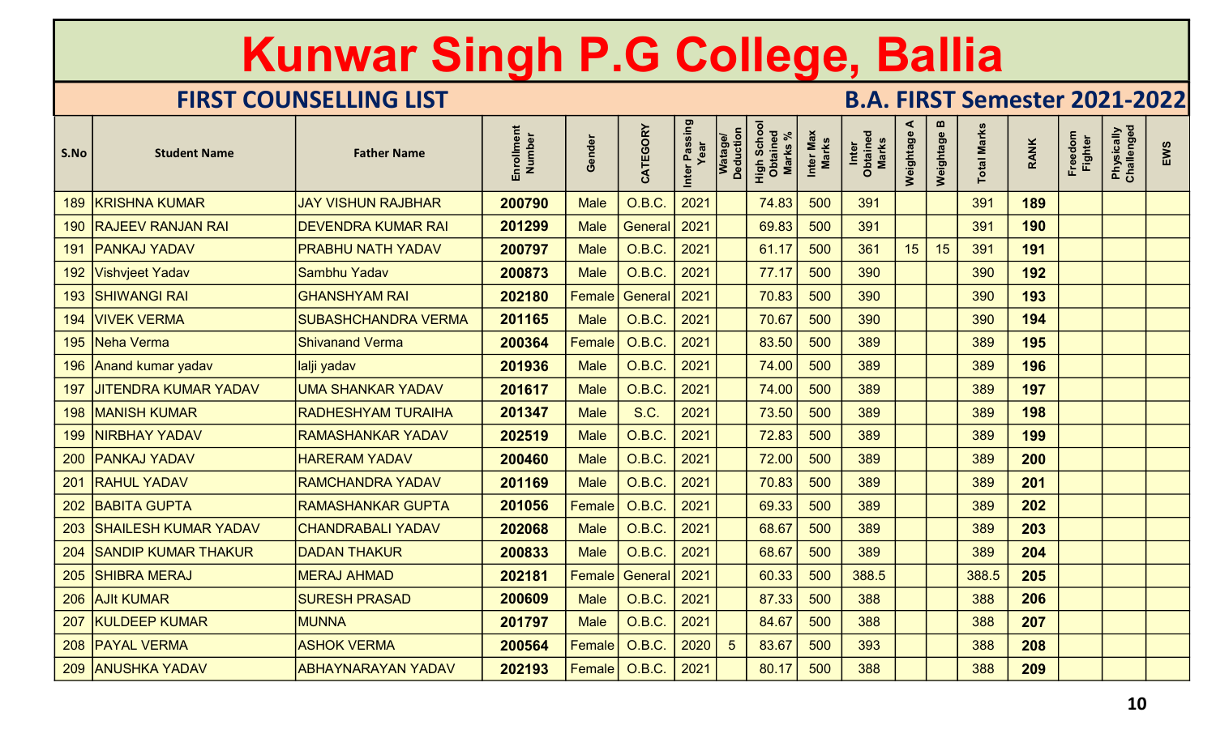# Kunwar Singh P.G College, Ballia

## FIRST COUNSELLING LIST

## B.A. FIRST Semester 2021-2022

| S.No | Student Name | Father Name | Enrollment Number | Gender | CATEGORY | Inter Passing Year | Watage/ Deduction | High School Obtained Marks % | Inter Max Marks | Inter Obtained Marks | Weightage A | Weightage B | Total Marks | RANK | Freedom Fighter | Physically Challenged | EWS |
|---|---|---|---|---|---|---|---|---|---|---|---|---|---|---|---|---|---|
| 189 | KRISHNA KUMAR | JAY VISHUN RAJBHAR | **200790** | Male | O.B.C. | 2021 | | 74.83 | 500 | 391 | | | 391 | **189** | | | |
| 190 | RAJEEV RANJAN RAI | DEVENDRA KUMAR RAI | **201299** | Male | General | 2021 | | 69.83 | 500 | 391 | | | 391 | **190** | | | |
| 191 | PANKAJ YADAV | PRABHU NATH YADAV | **200797** | Male | O.B.C. | 2021 | | 61.17 | 500 | 361 | 15 | 15 | 391 | **191** | | | |
| 192 | Vishvjeet Yadav | Sambhu Yadav | **200873** | Male | O.B.C. | 2021 | | 77.17 | 500 | 390 | | | 390 | **192** | | | |
| 193 | SHIWANGI RAI | GHANSHYAM RAI | **202180** | Female | General | 2021 | | 70.83 | 500 | 390 | | | 390 | **193** | | | |
| 194 | VIVEK VERMA | SUBASHCHANDRA VERMA | **201165** | Male | O.B.C. | 2021 | | 70.67 | 500 | 390 | | | 390 | **194** | | | |
| 195 | Neha Verma | Shivanand Verma | **200364** | Female | O.B.C. | 2021 | | 83.50 | 500 | 389 | | | 389 | **195** | | | |
| 196 | Anand kumar yadav | lalji yadav | **201936** | Male | O.B.C. | 2021 | | 74.00 | 500 | 389 | | | 389 | **196** | | | |
| 197 | JITENDRA KUMAR YADAV | UMA SHANKAR YADAV | **201617** | Male | O.B.C. | 2021 | | 74.00 | 500 | 389 | | | 389 | **197** | | | |
| 198 | MANISH KUMAR | RADHESHYAM TURAIHA | **201347** | Male | S.C. | 2021 | | 73.50 | 500 | 389 | | | 389 | **198** | | | |
| 199 | NIRBHAY YADAV | RAMASHANKAR YADAV | **202519** | Male | O.B.C. | 2021 | | 72.83 | 500 | 389 | | | 389 | **199** | | | |
| 200 | PANKAJ YADAV | HARERAM YADAV | **200460** | Male | O.B.C. | 2021 | | 72.00 | 500 | 389 | | | 389 | **200** | | | |
| 201 | RAHUL YADAV | RAMCHANDRA YADAV | **201169** | Male | O.B.C. | 2021 | | 70.83 | 500 | 389 | | | 389 | **201** | | | |
| 202 | BABITA GUPTA | RAMASHANKAR GUPTA | **201056** | Female | O.B.C. | 2021 | | 69.33 | 500 | 389 | | | 389 | **202** | | | |
| 203 | SHAILESH KUMAR YADAV | CHANDRABALI YADAV | **202068** | Male | O.B.C. | 2021 | | 68.67 | 500 | 389 | | | 389 | **203** | | | |
| 204 | SANDIP KUMAR THAKUR | DADAN THAKUR | **200833** | Male | O.B.C. | 2021 | | 68.67 | 500 | 389 | | | 389 | **204** | | | |
| 205 | SHIBRA MERAJ | MERAJ AHMAD | **202181** | Female | General | 2021 | | 60.33 | 500 | 388.5 | | | 388.5 | **205** | | | |
| 206 | AJIt KUMAR | SURESH PRASAD | **200609** | Male | O.B.C. | 2021 | | 87.33 | 500 | 388 | | | 388 | **206** | | | |
| 207 | KULDEEP KUMAR | MUNNA | **201797** | Male | O.B.C. | 2021 | | 84.67 | 500 | 388 | | | 388 | **207** | | | |
| 208 | PAYAL VERMA | ASHOK VERMA | **200564** | Female | O.B.C. | 2020 | 5 | 83.67 | 500 | 393 | | | 388 | **208** | | | |
| 209 | ANUSHKA YADAV | ABHAYNARAYAN YADAV | **202193** | Female | O.B.C. | 2021 | | 80.17 | 500 | 388 | | | 388 | **209** | | | |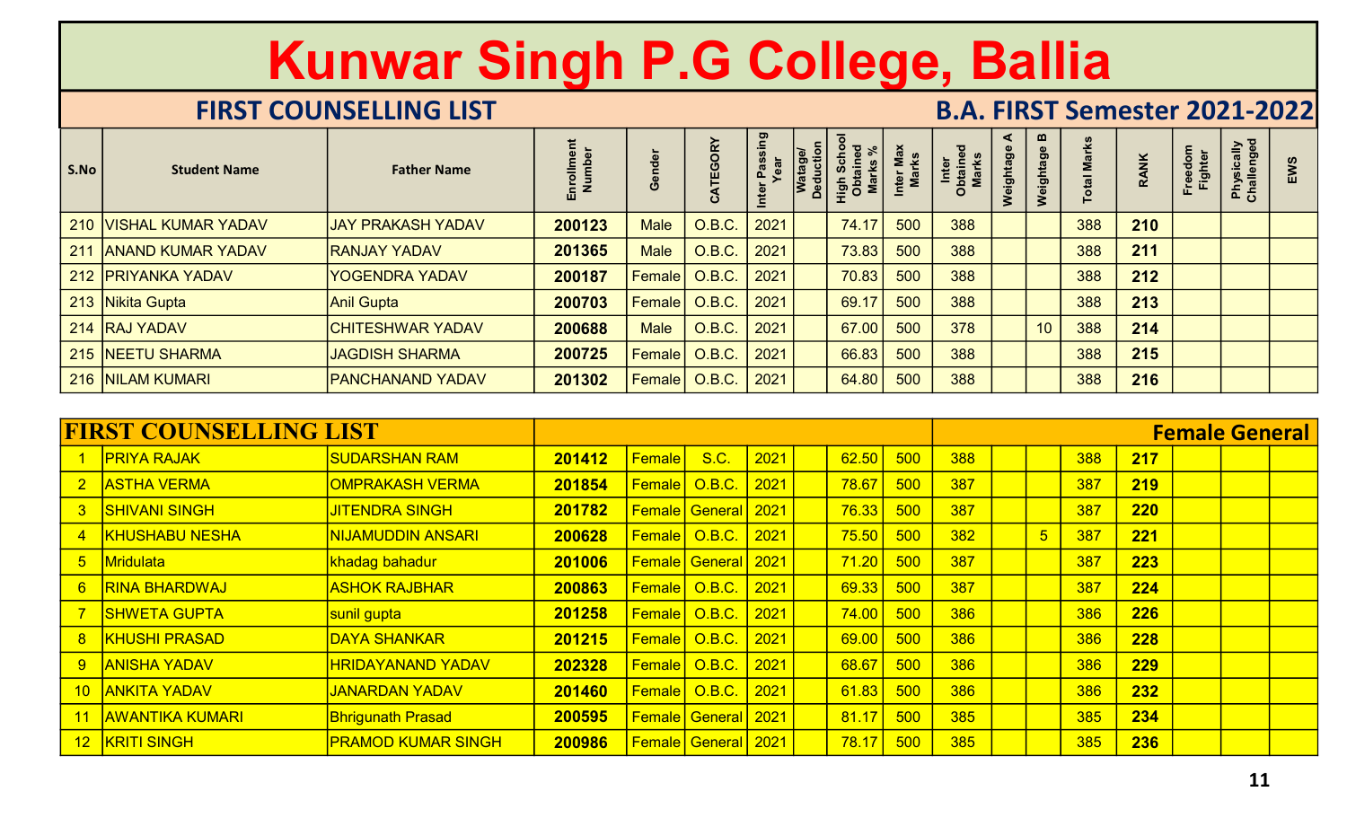# Kunwar Singh P.G College, Ballia

## FIRST COUNSELLING LIST — B.A. FIRST Semester 2021-2022

| S.No | Student Name | Father Name | Enrollment Number | Gender | CATEGORY | Inter Passing Year | Watage/ Deduction | High School Obtained Marks % | Inter Max Marks | Inter Obtained Marks | Weightage A | Weightage B | Total Marks | RANK | Freedom Fighter | Physically Challenged | EWS |
|---|---|---|---|---|---|---|---|---|---|---|---|---|---|---|---|---|---|
| 210 | VISHAL KUMAR YADAV | JAY PRAKASH YADAV | **200123** | Male | O.B.C. | 2021 | | 74.17 | 500 | 388 | | | 388 | **210** | | | |
| 211 | ANAND KUMAR YADAV | RANJAY YADAV | **201365** | Male | O.B.C. | 2021 | | 73.83 | 500 | 388 | | | 388 | **211** | | | |
| 212 | PRIYANKA YADAV | YOGENDRA YADAV | **200187** | Female | O.B.C. | 2021 | | 70.83 | 500 | 388 | | | 388 | **212** | | | |
| 213 | Nikita Gupta | Anil Gupta | **200703** | Female | O.B.C. | 2021 | | 69.17 | 500 | 388 | | | 388 | **213** | | | |
| 214 | RAJ YADAV | CHITESHWAR YADAV | **200688** | Male | O.B.C. | 2021 | | 67.00 | 500 | 378 | | 10 | 388 | **214** | | | |
| 215 | NEETU SHARMA | JAGDISH SHARMA | **200725** | Female | O.B.C. | 2021 | | 66.83 | 500 | 388 | | | 388 | **215** | | | |
| 216 | NILAM KUMARI | PANCHANAND YADAV | **201302** | Female | O.B.C. | 2021 | | 64.80 | 500 | 388 | | | 388 | **216** | | | |

## FIRST COUNSELLING LIST — Female General

| S.No | Student Name | Father Name | Enrollment Number | Gender | CATEGORY | Inter Passing Year | Watage/ Deduction | High School Obtained Marks % | Inter Max Marks | Inter Obtained Marks | Weightage A | Weightage B | Total Marks | RANK | Freedom Fighter | Physically Challenged | EWS |
|---|---|---|---|---|---|---|---|---|---|---|---|---|---|---|---|---|---|
| 1 | PRIYA RAJAK | SUDARSHAN RAM | **201412** | Female | S.C. | 2021 | | 62.50 | 500 | 388 | | | 388 | **217** | | | |
| 2 | ASTHA VERMA | OMPRAKASH VERMA | **201854** | Female | O.B.C. | 2021 | | 78.67 | 500 | 387 | | | 387 | **219** | | | |
| 3 | SHIVANI SINGH | JITENDRA SINGH | **201782** | Female | General | 2021 | | 76.33 | 500 | 387 | | | 387 | **220** | | | |
| 4 | KHUSHABU NESHA | NIJAMUDDIN ANSARI | **200628** | Female | O.B.C. | 2021 | | 75.50 | 500 | 382 | | 5 | 387 | **221** | | | |
| 5 | Mridulata | khadag bahadur | **201006** | Female | General | 2021 | | 71.20 | 500 | 387 | | | 387 | **223** | | | |
| 6 | RINA BHARDWAJ | ASHOK RAJBHAR | **200863** | Female | O.B.C. | 2021 | | 69.33 | 500 | 387 | | | 387 | **224** | | | |
| 7 | SHWETA GUPTA | sunil gupta | **201258** | Female | O.B.C. | 2021 | | 74.00 | 500 | 386 | | | 386 | **226** | | | |
| 8 | KHUSHI PRASAD | DAYA SHANKAR | **201215** | Female | O.B.C. | 2021 | | 69.00 | 500 | 386 | | | 386 | **228** | | | |
| 9 | ANISHA YADAV | HRIDAYANAND YADAV | **202328** | Female | O.B.C. | 2021 | | 68.67 | 500 | 386 | | | 386 | **229** | | | |
| 10 | ANKITA YADAV | JANARDAN YADAV | **201460** | Female | O.B.C. | 2021 | | 61.83 | 500 | 386 | | | 386 | **232** | | | |
| 11 | AWANTIKA KUMARI | Bhrigunath Prasad | **200595** | Female | General | 2021 | | 81.17 | 500 | 385 | | | 385 | **234** | | | |
| 12 | KRITI SINGH | PRAMOD KUMAR SINGH | **200986** | Female | General | 2021 | | 78.17 | 500 | 385 | | | 385 | **236** | | | |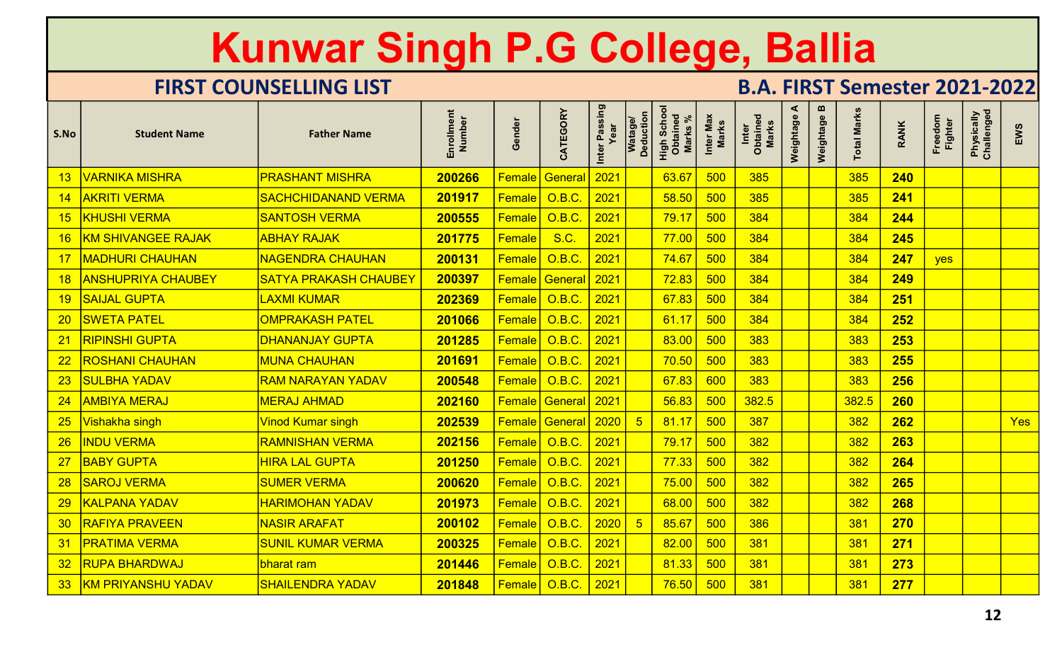# Kunwar Singh P.G College, Ballia

## FIRST COUNSELLING LIST

## B.A. FIRST Semester 2021-2022

| S.No | Student Name | Father Name | Enrollment Number | Gender | CATEGORY | Inter Passing Year | Watage/ Deduction | High School Obtained Marks % | Inter Max Marks | Inter Obtained Marks | Weightage A | Weightage B | Total Marks | RANK | Freedom Fighter | Physically Challenged | EWS |
|---|---|---|---|---|---|---|---|---|---|---|---|---|---|---|---|---|---|
| 13 | VARNIKA MISHRA | PRASHANT MISHRA | **200266** | Female | General | 2021 | | 63.67 | 500 | 385 | | | 385 | **240** | | | |
| 14 | AKRITI VERMA | SACHCHIDANAND VERMA | **201917** | Female | O.B.C. | 2021 | | 58.50 | 500 | 385 | | | 385 | **241** | | | |
| 15 | KHUSHI VERMA | SANTOSH VERMA | **200555** | Female | O.B.C. | 2021 | | 79.17 | 500 | 384 | | | 384 | **244** | | | |
| 16 | KM SHIVANGEE RAJAK | ABHAY RAJAK | **201775** | Female | S.C. | 2021 | | 77.00 | 500 | 384 | | | 384 | **245** | | | |
| 17 | MADHURI CHAUHAN | NAGENDRA CHAUHAN | **200131** | Female | O.B.C. | 2021 | | 74.67 | 500 | 384 | | | 384 | **247** | yes | | |
| 18 | ANSHUPRIYA CHAUBEY | SATYA PRAKASH CHAUBEY | **200397** | Female | General | 2021 | | 72.83 | 500 | 384 | | | 384 | **249** | | | |
| 19 | SAIJAL GUPTA | LAXMI KUMAR | **202369** | Female | O.B.C. | 2021 | | 67.83 | 500 | 384 | | | 384 | **251** | | | |
| 20 | SWETA PATEL | OMPRAKASH PATEL | **201066** | Female | O.B.C. | 2021 | | 61.17 | 500 | 384 | | | 384 | **252** | | | |
| 21 | RIPINSHI GUPTA | DHANANJAY GUPTA | **201285** | Female | O.B.C. | 2021 | | 83.00 | 500 | 383 | | | 383 | **253** | | | |
| 22 | ROSHANI CHAUHAN | MUNA CHAUHAN | **201691** | Female | O.B.C. | 2021 | | 70.50 | 500 | 383 | | | 383 | **255** | | | |
| 23 | SULBHA YADAV | RAM NARAYAN YADAV | **200548** | Female | O.B.C. | 2021 | | 67.83 | 600 | 383 | | | 383 | **256** | | | |
| 24 | AMBIYA MERAJ | MERAJ AHMAD | **202160** | Female | General | 2021 | | 56.83 | 500 | 382.5 | | | 382.5 | **260** | | | |
| 25 | Vishakha singh | Vinod Kumar singh | **202539** | Female | General | 2020 | 5 | 81.17 | 500 | 387 | | | 382 | **262** | | | Yes |
| 26 | INDU VERMA | RAMNISHAN VERMA | **202156** | Female | O.B.C. | 2021 | | 79.17 | 500 | 382 | | | 382 | **263** | | | |
| 27 | BABY GUPTA | HIRA LAL GUPTA | **201250** | Female | O.B.C. | 2021 | | 77.33 | 500 | 382 | | | 382 | **264** | | | |
| 28 | SAROJ VERMA | SUMER VERMA | **200620** | Female | O.B.C. | 2021 | | 75.00 | 500 | 382 | | | 382 | **265** | | | |
| 29 | KALPANA YADAV | HARIMOHAN YADAV | **201973** | Female | O.B.C. | 2021 | | 68.00 | 500 | 382 | | | 382 | **268** | | | |
| 30 | RAFIYA PRAVEEN | NASIR ARAFAT | **200102** | Female | O.B.C. | 2020 | 5 | 85.67 | 500 | 386 | | | 381 | **270** | | | |
| 31 | PRATIMA VERMA | SUNIL KUMAR VERMA | **200325** | Female | O.B.C. | 2021 | | 82.00 | 500 | 381 | | | 381 | **271** | | | |
| 32 | RUPA BHARDWAJ | bharat ram | **201446** | Female | O.B.C. | 2021 | | 81.33 | 500 | 381 | | | 381 | **273** | | | |
| 33 | KM PRIYANSHU YADAV | SHAILENDRA YADAV | **201848** | Female | O.B.C. | 2021 | | 76.50 | 500 | 381 | | | 381 | **277** | | | |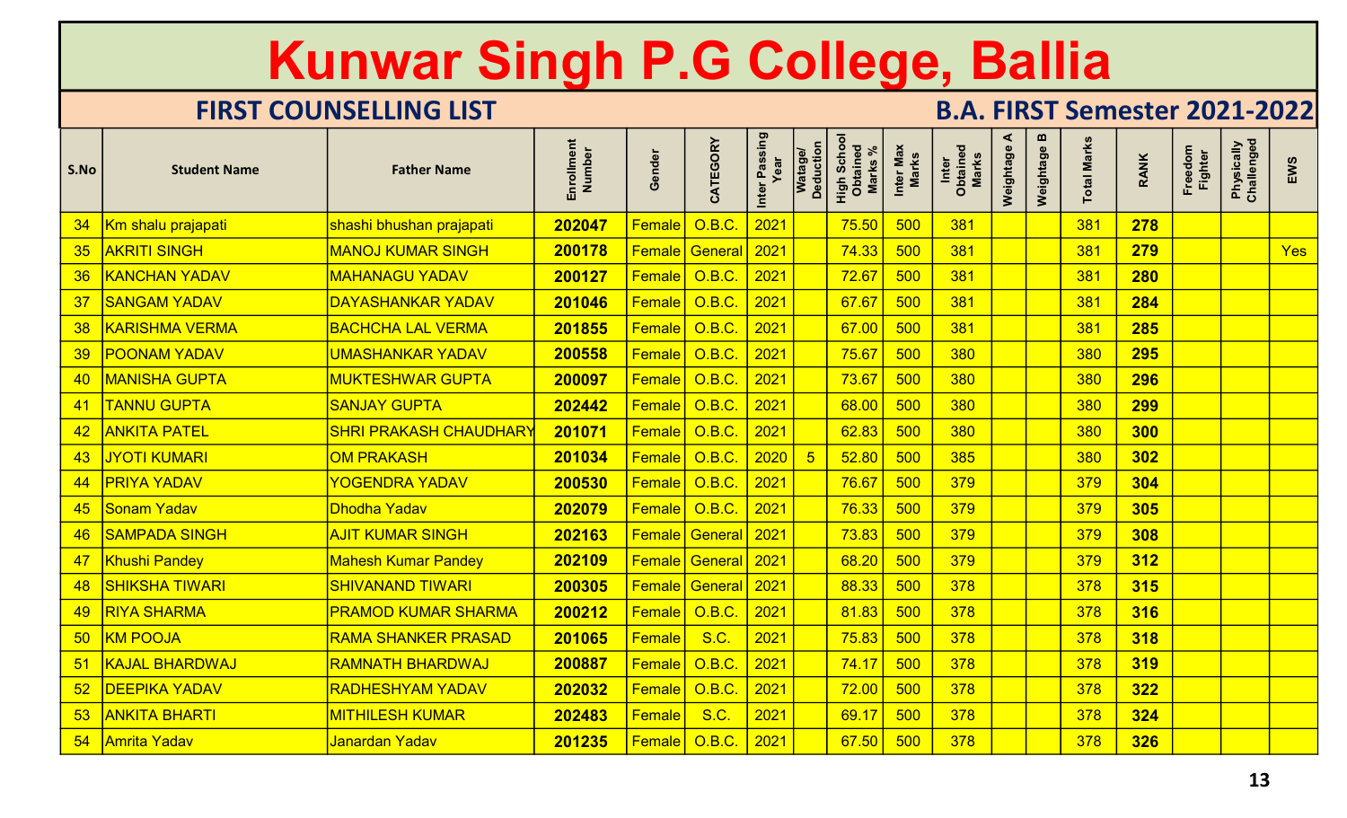# Kunwar Singh P.G College, Ballia

## FIRST COUNSELLING LIST

## B.A. FIRST Semester 2021-2022

| S.No | Student Name | Father Name | Enrollment Number | Gender | CATEGORY | Inter Passing Year | Watage/ Deduction | High School Obtained Marks % | Inter Max Marks | Inter Obtained Marks | Weightage A | Weightage B | Total Marks | RANK | Freedom Fighter | Physically Challenged | EWS |
|---|---|---|---|---|---|---|---|---|---|---|---|---|---|---|---|---|---|
| 34 | Km shalu prajapati | shashi bhushan prajapati | 202047 | Female | O.B.C. | 2021 | | 75.50 | 500 | 381 | | | 381 | 278 | | | |
| 35 | AKRITI SINGH | MANOJ KUMAR SINGH | 200178 | Female | General | 2021 | | 74.33 | 500 | 381 | | | 381 | 279 | | | Yes |
| 36 | KANCHAN YADAV | MAHANAGU YADAV | 200127 | Female | O.B.C. | 2021 | | 72.67 | 500 | 381 | | | 381 | 280 | | | |
| 37 | SANGAM YADAV | DAYASHANKAR YADAV | 201046 | Female | O.B.C. | 2021 | | 67.67 | 500 | 381 | | | 381 | 284 | | | |
| 38 | KARISHMA VERMA | BACHCHA LAL VERMA | 201855 | Female | O.B.C. | 2021 | | 67.00 | 500 | 381 | | | 381 | 285 | | | |
| 39 | POONAM YADAV | UMASHANKAR YADAV | 200558 | Female | O.B.C. | 2021 | | 75.67 | 500 | 380 | | | 380 | 295 | | | |
| 40 | MANISHA GUPTA | MUKTESHWAR GUPTA | 200097 | Female | O.B.C. | 2021 | | 73.67 | 500 | 380 | | | 380 | 296 | | | |
| 41 | TANNU GUPTA | SANJAY GUPTA | 202442 | Female | O.B.C. | 2021 | | 68.00 | 500 | 380 | | | 380 | 299 | | | |
| 42 | ANKITA PATEL | SHRI PRAKASH CHAUDHARY | 201071 | Female | O.B.C. | 2021 | | 62.83 | 500 | 380 | | | 380 | 300 | | | |
| 43 | JYOTI KUMARI | OM PRAKASH | 201034 | Female | O.B.C. | 2020 | 5 | 52.80 | 500 | 385 | | | 380 | 302 | | | |
| 44 | PRIYA YADAV | YOGENDRA YADAV | 200530 | Female | O.B.C. | 2021 | | 76.67 | 500 | 379 | | | 379 | 304 | | | |
| 45 | Sonam Yadav | Dhodha Yadav | 202079 | Female | O.B.C. | 2021 | | 76.33 | 500 | 379 | | | 379 | 305 | | | |
| 46 | SAMPADA SINGH | AJIT KUMAR SINGH | 202163 | Female | General | 2021 | | 73.83 | 500 | 379 | | | 379 | 308 | | | |
| 47 | Khushi Pandey | Mahesh Kumar Pandey | 202109 | Female | General | 2021 | | 68.20 | 500 | 379 | | | 379 | 312 | | | |
| 48 | SHIKSHA TIWARI | SHIVANAND TIWARI | 200305 | Female | General | 2021 | | 88.33 | 500 | 378 | | | 378 | 315 | | | |
| 49 | RIYA SHARMA | PRAMOD KUMAR SHARMA | 200212 | Female | O.B.C. | 2021 | | 81.83 | 500 | 378 | | | 378 | 316 | | | |
| 50 | KM POOJA | RAMA SHANKER PRASAD | 201065 | Female | S.C. | 2021 | | 75.83 | 500 | 378 | | | 378 | 318 | | | |
| 51 | KAJAL BHARDWAJ | RAMNATH BHARDWAJ | 200887 | Female | O.B.C. | 2021 | | 74.17 | 500 | 378 | | | 378 | 319 | | | |
| 52 | DEEPIKA YADAV | RADHESHYAM YADAV | 202032 | Female | O.B.C. | 2021 | | 72.00 | 500 | 378 | | | 378 | 322 | | | |
| 53 | ANKITA BHARTI | MITHILESH KUMAR | 202483 | Female | S.C. | 2021 | | 69.17 | 500 | 378 | | | 378 | 324 | | | |
| 54 | Amrita Yadav | Janardan Yadav | 201235 | Female | O.B.C. | 2021 | | 67.50 | 500 | 378 | | | 378 | 326 | | | |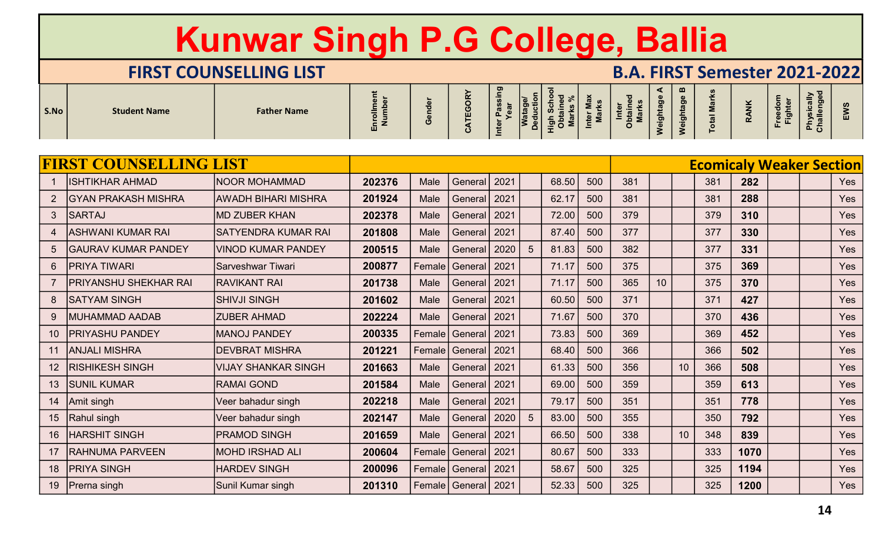# Kunwar Singh P.G College, Ballia

## FIRST COUNSELLING LIST

## B.A. FIRST Semester 2021-2022

**FIRST COUNSELLING LIST** — **Ecomicaly Weaker Section**

| S.No | Student Name | Father Name | Enrollment Number | Gender | CATEGORY | Inter Passing Year | Watage/ Deduction | High School Obtained Marks % | Inter Max Marks | Inter Obtained Marks | Weightage A | Weightage B | Total Marks | RANK | Freedom Fighter | Physically Challenged | EWS |
|---|---|---|---|---|---|---|---|---|---|---|---|---|---|---|---|---|---|
| 1 | ISHTIKHAR AHMAD | NOOR MOHAMMAD | 202376 | Male | General | 2021 | | 68.50 | 500 | 381 | | | 381 | 282 | | | Yes |
| 2 | GYAN PRAKASH MISHRA | AWADH BIHARI MISHRA | 201924 | Male | General | 2021 | | 62.17 | 500 | 381 | | | 381 | 288 | | | Yes |
| 3 | SARTAJ | MD ZUBER KHAN | 202378 | Male | General | 2021 | | 72.00 | 500 | 379 | | | 379 | 310 | | | Yes |
| 4 | ASHWANI KUMAR RAI | SATYENDRA KUMAR RAI | 201808 | Male | General | 2021 | | 87.40 | 500 | 377 | | | 377 | 330 | | | Yes |
| 5 | GAURAV KUMAR PANDEY | VINOD KUMAR PANDEY | 200515 | Male | General | 2020 | 5 | 81.83 | 500 | 382 | | | 377 | 331 | | | Yes |
| 6 | PRIYA TIWARI | Sarveshwar Tiwari | 200877 | Female | General | 2021 | | 71.17 | 500 | 375 | | | 375 | 369 | | | Yes |
| 7 | PRIYANSHU SHEKHAR RAI | RAVIKANT RAI | 201738 | Male | General | 2021 | | 71.17 | 500 | 365 | 10 | | 375 | 370 | | | Yes |
| 8 | SATYAM SINGH | SHIVJI SINGH | 201602 | Male | General | 2021 | | 60.50 | 500 | 371 | | | 371 | 427 | | | Yes |
| 9 | MUHAMMAD AADAB | ZUBER AHMAD | 202224 | Male | General | 2021 | | 71.67 | 500 | 370 | | | 370 | 436 | | | Yes |
| 10 | PRIYASHU PANDEY | MANOJ PANDEY | 200335 | Female | General | 2021 | | 73.83 | 500 | 369 | | | 369 | 452 | | | Yes |
| 11 | ANJALI MISHRA | DEVBRAT MISHRA | 201221 | Female | General | 2021 | | 68.40 | 500 | 366 | | | 366 | 502 | | | Yes |
| 12 | RISHIKESH SINGH | VIJAY SHANKAR SINGH | 201663 | Male | General | 2021 | | 61.33 | 500 | 356 | | 10 | 366 | 508 | | | Yes |
| 13 | SUNIL KUMAR | RAMAI GOND | 201584 | Male | General | 2021 | | 69.00 | 500 | 359 | | | 359 | 613 | | | Yes |
| 14 | Amit singh | Veer bahadur singh | 202218 | Male | General | 2021 | | 79.17 | 500 | 351 | | | 351 | 778 | | | Yes |
| 15 | Rahul singh | Veer bahadur singh | 202147 | Male | General | 2020 | 5 | 83.00 | 500 | 355 | | | 350 | 792 | | | Yes |
| 16 | HARSHIT SINGH | PRAMOD SINGH | 201659 | Male | General | 2021 | | 66.50 | 500 | 338 | | 10 | 348 | 839 | | | Yes |
| 17 | RAHNUMA PARVEEN | MOHD IRSHAD ALI | 200604 | Female | General | 2021 | | 80.67 | 500 | 333 | | | 333 | 1070 | | | Yes |
| 18 | PRIYA SINGH | HARDEV SINGH | 200096 | Female | General | 2021 | | 58.67 | 500 | 325 | | | 325 | 1194 | | | Yes |
| 19 | Prerna singh | Sunil Kumar singh | 201310 | Female | General | 2021 | | 52.33 | 500 | 325 | | | 325 | 1200 | | | Yes |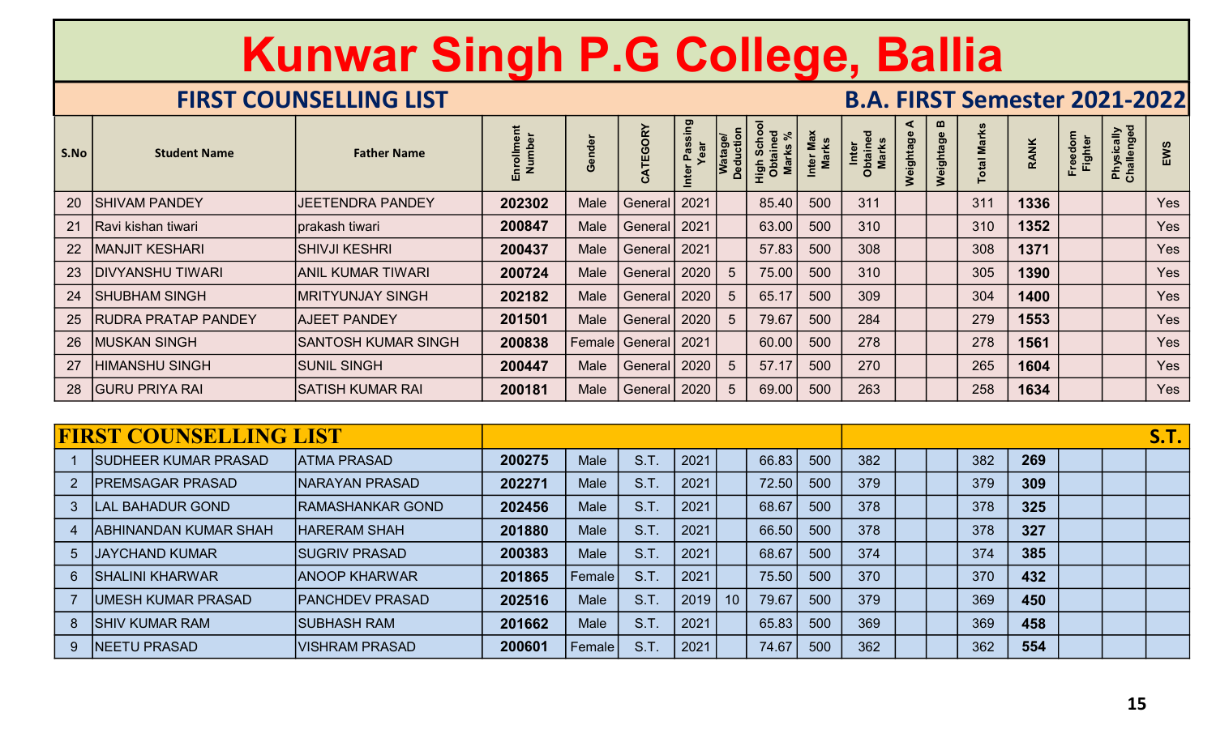# Kunwar Singh P.G College, Ballia

## FIRST COUNSELLING LIST

## B.A. FIRST Semester 2021-2022

| S.No | Student Name | Father Name | Enrollment Number | Gender | CATEGORY | Inter Passing Year | Watage/ Deduction | High School Obtained Marks % | Inter Max Marks | Inter Obtained Marks | Weightage A | Weightage B | Total Marks | RANK | Freedom Fighter | Physically Challenged | EWS |
|---|---|---|---|---|---|---|---|---|---|---|---|---|---|---|---|---|---|
| 20 | SHIVAM PANDEY | JEETENDRA PANDEY | 202302 | Male | General | 2021 | | 85.40 | 500 | 311 | | | 311 | 1336 | | | Yes |
| 21 | Ravi kishan tiwari | prakash tiwari | 200847 | Male | General | 2021 | | 63.00 | 500 | 310 | | | 310 | 1352 | | | Yes |
| 22 | MANJIT KESHARI | SHIVJI KESHRI | 200437 | Male | General | 2021 | | 57.83 | 500 | 308 | | | 308 | 1371 | | | Yes |
| 23 | DIVYANSHU TIWARI | ANIL KUMAR TIWARI | 200724 | Male | General | 2020 | 5 | 75.00 | 500 | 310 | | | 305 | 1390 | | | Yes |
| 24 | SHUBHAM SINGH | MRITYUNJAY SINGH | 202182 | Male | General | 2020 | 5 | 65.17 | 500 | 309 | | | 304 | 1400 | | | Yes |
| 25 | RUDRA PRATAP PANDEY | AJEET PANDEY | 201501 | Male | General | 2020 | 5 | 79.67 | 500 | 284 | | | 279 | 1553 | | | Yes |
| 26 | MUSKAN SINGH | SANTOSH KUMAR SINGH | 200838 | Female | General | 2021 | | 60.00 | 500 | 278 | | | 278 | 1561 | | | Yes |
| 27 | HIMANSHU SINGH | SUNIL SINGH | 200447 | Male | General | 2020 | 5 | 57.17 | 500 | 270 | | | 265 | 1604 | | | Yes |
| 28 | GURU PRIYA RAI | SATISH KUMAR RAI | 200181 | Male | General | 2020 | 5 | 69.00 | 500 | 263 | | | 258 | 1634 | | | Yes |

## FIRST COUNSELLING LIST — S.T.

| S.No | Student Name | Father Name | Enrollment Number | Gender | CATEGORY | Inter Passing Year | Watage/ Deduction | High School Obtained Marks % | Inter Max Marks | Inter Obtained Marks | Weightage A | Weightage B | Total Marks | RANK | Freedom Fighter | Physically Challenged | EWS |
|---|---|---|---|---|---|---|---|---|---|---|---|---|---|---|---|---|---|
| 1 | SUDHEER KUMAR PRASAD | ATMA PRASAD | 200275 | Male | S.T. | 2021 | | 66.83 | 500 | 382 | | | 382 | 269 | | | |
| 2 | PREMSAGAR PRASAD | NARAYAN PRASAD | 202271 | Male | S.T. | 2021 | | 72.50 | 500 | 379 | | | 379 | 309 | | | |
| 3 | LAL BAHADUR GOND | RAMASHANKAR GOND | 202456 | Male | S.T. | 2021 | | 68.67 | 500 | 378 | | | 378 | 325 | | | |
| 4 | ABHINANDAN KUMAR SHAH | HARERAM SHAH | 201880 | Male | S.T. | 2021 | | 66.50 | 500 | 378 | | | 378 | 327 | | | |
| 5 | JAYCHAND KUMAR | SUGRIV PRASAD | 200383 | Male | S.T. | 2021 | | 68.67 | 500 | 374 | | | 374 | 385 | | | |
| 6 | SHALINI KHARWAR | ANOOP KHARWAR | 201865 | Female | S.T. | 2021 | | 75.50 | 500 | 370 | | | 370 | 432 | | | |
| 7 | UMESH KUMAR PRASAD | PANCHDEV PRASAD | 202516 | Male | S.T. | 2019 | 10 | 79.67 | 500 | 379 | | | 369 | 450 | | | |
| 8 | SHIV KUMAR RAM | SUBHASH RAM | 201662 | Male | S.T. | 2021 | | 65.83 | 500 | 369 | | | 369 | 458 | | | |
| 9 | NEETU PRASAD | VISHRAM PRASAD | 200601 | Female | S.T. | 2021 | | 74.67 | 500 | 362 | | | 362 | 554 | | | |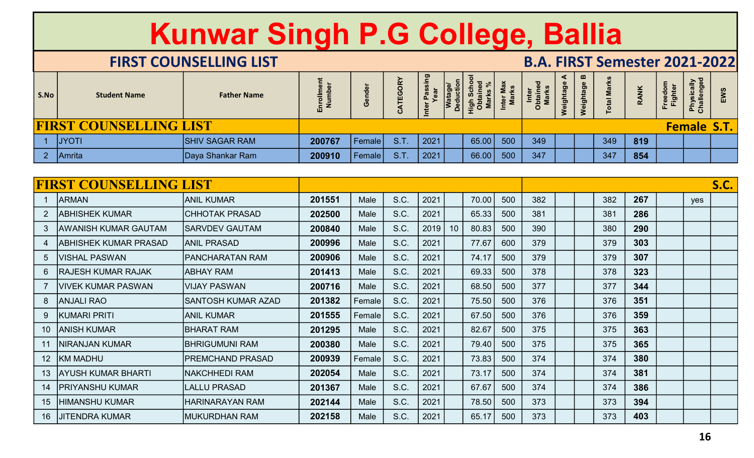# Kunwar Singh P.G College, Ballia

## FIRST COUNSELLING LIST — B.A. FIRST Semester 2021-2022

| S.No | Student Name | Father Name | Enrollment Number | Gender | CATEGORY | Inter Passing Year | Watage/ Deduction | High School Obtained Marks % | Inter Max Marks | Inter Obtained Marks | Weightage A | Weightage B | Total Marks | RANK | Freedom Fighter | Physically Challenged | EWS |
|---|---|---|---|---|---|---|---|---|---|---|---|---|---|---|---|---|---|
| **FIRST COUNSELLING LIST** | | | | | | | | | | | | | | | | **Female** | **S.T.** |
| 1 | JYOTI | SHIV SAGAR RAM | **200767** | Female | S.T. | 2021 | | 65.00 | 500 | 349 | | | 349 | **819** | | | |
| 2 | Amrita | Daya Shankar Ram | **200910** | Female | S.T. | 2021 | | 66.00 | 500 | 347 | | | 347 | **854** | | | |

| S.No | Student Name | Father Name | Enrollment Number | Gender | CATEGORY | Inter Passing Year | Watage/ Deduction | High School Obtained Marks % | Inter Max Marks | Inter Obtained Marks | Weightage A | Weightage B | Total Marks | RANK | Freedom Fighter | Physically Challenged | EWS |
|---|---|---|---|---|---|---|---|---|---|---|---|---|---|---|---|---|---|
| **FIRST COUNSELLING LIST** | | | | | | | | | | | | | | | | | **S.C.** |
| 1 | ARMAN | ANIL KUMAR | **201551** | Male | S.C. | 2021 | | 70.00 | 500 | 382 | | | 382 | **267** | | yes | |
| 2 | ABHISHEK KUMAR | CHHOTAK PRASAD | **202500** | Male | S.C. | 2021 | | 65.33 | 500 | 381 | | | 381 | **286** | | | |
| 3 | AWANISH KUMAR GAUTAM | SARVDEV GAUTAM | **200840** | Male | S.C. | 2019 | 10 | 80.83 | 500 | 390 | | | 380 | **290** | | | |
| 4 | ABHISHEK KUMAR PRASAD | ANIL PRASAD | **200996** | Male | S.C. | 2021 | | 77.67 | 600 | 379 | | | 379 | **303** | | | |
| 5 | VISHAL PASWAN | PANCHARATAN RAM | **200906** | Male | S.C. | 2021 | | 74.17 | 500 | 379 | | | 379 | **307** | | | |
| 6 | RAJESH KUMAR RAJAK | ABHAY RAM | **201413** | Male | S.C. | 2021 | | 69.33 | 500 | 378 | | | 378 | **323** | | | |
| 7 | VIVEK KUMAR PASWAN | VIJAY PASWAN | **200716** | Male | S.C. | 2021 | | 68.50 | 500 | 377 | | | 377 | **344** | | | |
| 8 | ANJALI RAO | SANTOSH KUMAR AZAD | **201382** | Female | S.C. | 2021 | | 75.50 | 500 | 376 | | | 376 | **351** | | | |
| 9 | KUMARI PRITI | ANIL KUMAR | **201555** | Female | S.C. | 2021 | | 67.50 | 500 | 376 | | | 376 | **359** | | | |
| 10 | ANISH KUMAR | BHARAT RAM | **201295** | Male | S.C. | 2021 | | 82.67 | 500 | 375 | | | 375 | **363** | | | |
| 11 | NIRANJAN KUMAR | BHRIGUMUNI RAM | **200380** | Male | S.C. | 2021 | | 79.40 | 500 | 375 | | | 375 | **365** | | | |
| 12 | KM MADHU | PREMCHAND PRASAD | **200939** | Female | S.C. | 2021 | | 73.83 | 500 | 374 | | | 374 | **380** | | | |
| 13 | AYUSH KUMAR BHARTI | NAKCHHEDI RAM | **202054** | Male | S.C. | 2021 | | 73.17 | 500 | 374 | | | 374 | **381** | | | |
| 14 | PRIYANSHU KUMAR | LALLU PRASAD | **201367** | Male | S.C. | 2021 | | 67.67 | 500 | 374 | | | 374 | **386** | | | |
| 15 | HIMANSHU KUMAR | HARINARAYAN RAM | **202144** | Male | S.C. | 2021 | | 78.50 | 500 | 373 | | | 373 | **394** | | | |
| 16 | JITENDRA KUMAR | MUKURDHAN RAM | **202158** | Male | S.C. | 2021 | | 65.17 | 500 | 373 | | | 373 | **403** | | | |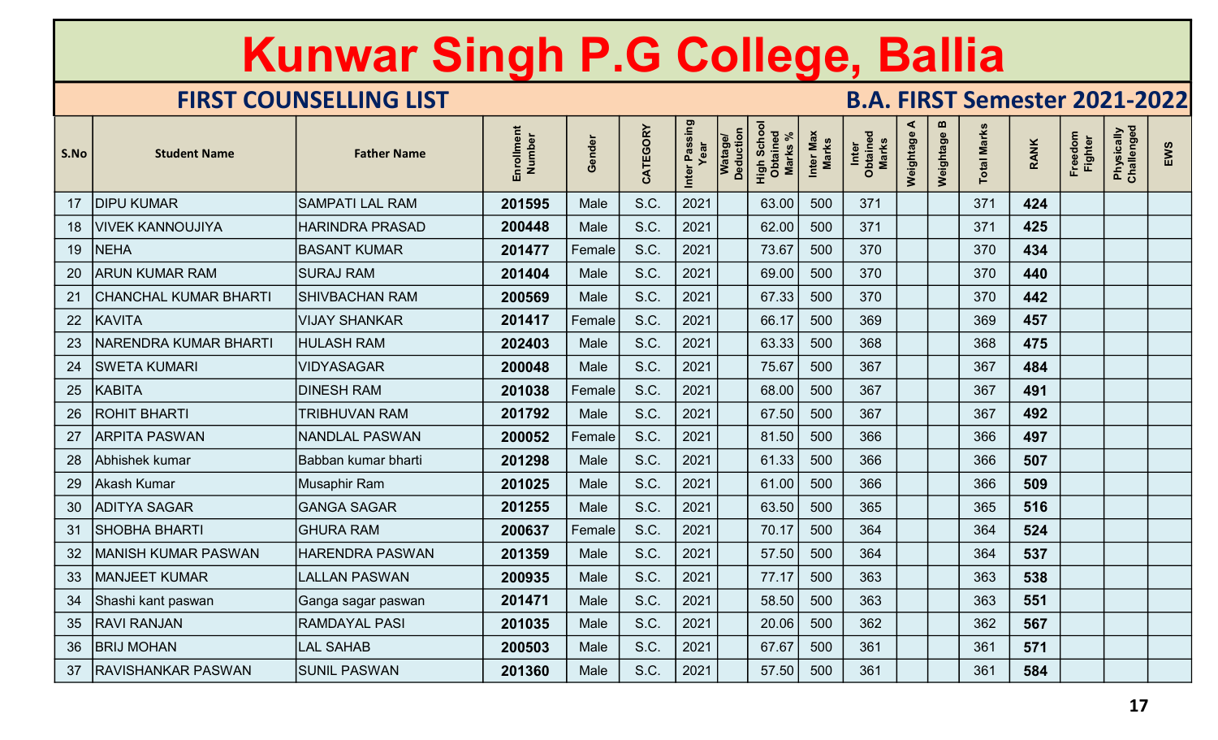# Kunwar Singh P.G College, Ballia

## FIRST COUNSELLING LIST

## B.A. FIRST Semester 2021-2022

| S.No | Student Name | Father Name | Enrollment Number | Gender | CATEGORY | Inter Passing Year | Watage/ Deduction | High School Obtained Marks % | Inter Max Marks | Inter Obtained Marks | Weightage A | Weightage B | Total Marks | RANK | Freedom Fighter | Physically Challenged | EWS |
|---|---|---|---|---|---|---|---|---|---|---|---|---|---|---|---|---|---|
| 17 | DIPU KUMAR | SAMPATI LAL RAM | **201595** | Male | S.C. | 2021 | | 63.00 | 500 | 371 | | | 371 | **424** | | | |
| 18 | VIVEK KANNOUJIYA | HARINDRA PRASAD | **200448** | Male | S.C. | 2021 | | 62.00 | 500 | 371 | | | 371 | **425** | | | |
| 19 | NEHA | BASANT KUMAR | **201477** | Female | S.C. | 2021 | | 73.67 | 500 | 370 | | | 370 | **434** | | | |
| 20 | ARUN KUMAR RAM | SURAJ RAM | **201404** | Male | S.C. | 2021 | | 69.00 | 500 | 370 | | | 370 | **440** | | | |
| 21 | CHANCHAL KUMAR BHARTI | SHIVBACHAN RAM | **200569** | Male | S.C. | 2021 | | 67.33 | 500 | 370 | | | 370 | **442** | | | |
| 22 | KAVITA | VIJAY SHANKAR | **201417** | Female | S.C. | 2021 | | 66.17 | 500 | 369 | | | 369 | **457** | | | |
| 23 | NARENDRA KUMAR BHARTI | HULASH RAM | **202403** | Male | S.C. | 2021 | | 63.33 | 500 | 368 | | | 368 | **475** | | | |
| 24 | SWETA KUMARI | VIDYASAGAR | **200048** | Male | S.C. | 2021 | | 75.67 | 500 | 367 | | | 367 | **484** | | | |
| 25 | KABITA | DINESH RAM | **201038** | Female | S.C. | 2021 | | 68.00 | 500 | 367 | | | 367 | **491** | | | |
| 26 | ROHIT BHARTI | TRIBHUVAN RAM | **201792** | Male | S.C. | 2021 | | 67.50 | 500 | 367 | | | 367 | **492** | | | |
| 27 | ARPITA PASWAN | NANDLAL PASWAN | **200052** | Female | S.C. | 2021 | | 81.50 | 500 | 366 | | | 366 | **497** | | | |
| 28 | Abhishek kumar | Babban kumar bharti | **201298** | Male | S.C. | 2021 | | 61.33 | 500 | 366 | | | 366 | **507** | | | |
| 29 | Akash Kumar | Musaphir Ram | **201025** | Male | S.C. | 2021 | | 61.00 | 500 | 366 | | | 366 | **509** | | | |
| 30 | ADITYA SAGAR | GANGA SAGAR | **201255** | Male | S.C. | 2021 | | 63.50 | 500 | 365 | | | 365 | **516** | | | |
| 31 | SHOBHA BHARTI | GHURA RAM | **200637** | Female | S.C. | 2021 | | 70.17 | 500 | 364 | | | 364 | **524** | | | |
| 32 | MANISH KUMAR PASWAN | HARENDRA PASWAN | **201359** | Male | S.C. | 2021 | | 57.50 | 500 | 364 | | | 364 | **537** | | | |
| 33 | MANJEET KUMAR | LALLAN PASWAN | **200935** | Male | S.C. | 2021 | | 77.17 | 500 | 363 | | | 363 | **538** | | | |
| 34 | Shashi kant paswan | Ganga sagar paswan | **201471** | Male | S.C. | 2021 | | 58.50 | 500 | 363 | | | 363 | **551** | | | |
| 35 | RAVI RANJAN | RAMDAYAL PASI | **201035** | Male | S.C. | 2021 | | 20.06 | 500 | 362 | | | 362 | **567** | | | |
| 36 | BRIJ MOHAN | LAL SAHAB | **200503** | Male | S.C. | 2021 | | 67.67 | 500 | 361 | | | 361 | **571** | | | |
| 37 | RAVISHANKAR PASWAN | SUNIL PASWAN | **201360** | Male | S.C. | 2021 | | 57.50 | 500 | 361 | | | 361 | **584** | | | |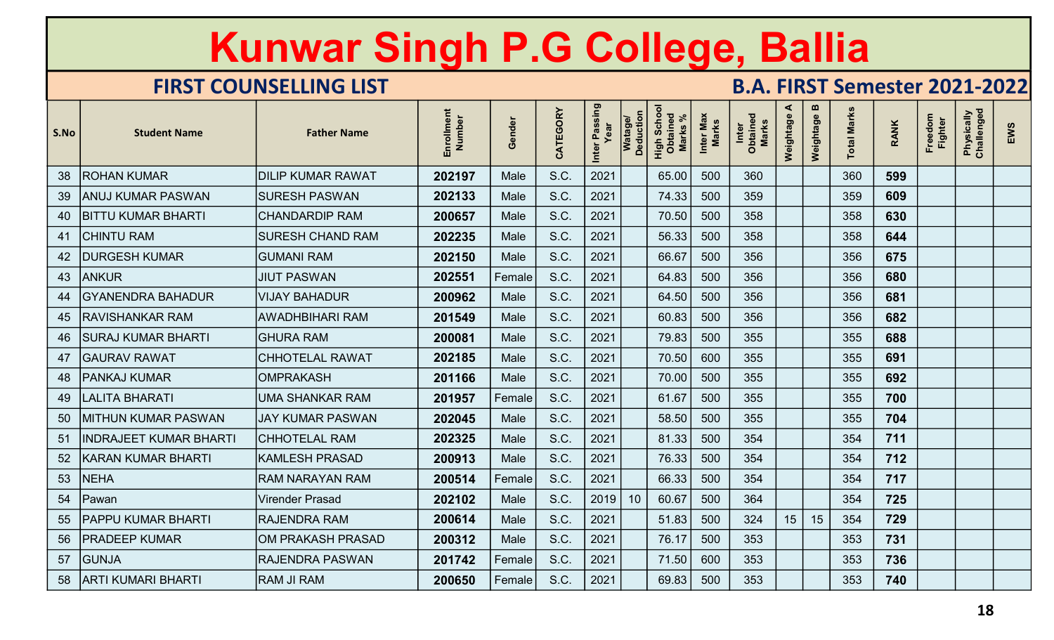# Kunwar Singh P.G College, Ballia

## FIRST COUNSELLING LIST

## B.A. FIRST Semester 2021-2022

| S.No | Student Name | Father Name | Enrollment Number | Gender | CATEGORY | Inter Passing Year | Watage/ Deduction | High School Obtained Marks % | Inter Max Marks | Inter Obtained Marks | Weightage A | Weightage B | Total Marks | RANK | Freedom Fighter | Physically Challenged | EWS |
|---|---|---|---|---|---|---|---|---|---|---|---|---|---|---|---|---|---|
| 38 | ROHAN KUMAR | DILIP KUMAR RAWAT | **202197** | Male | S.C. | 2021 | | 65.00 | 500 | 360 | | | 360 | **599** | | | |
| 39 | ANUJ KUMAR PASWAN | SURESH PASWAN | **202133** | Male | S.C. | 2021 | | 74.33 | 500 | 359 | | | 359 | **609** | | | |
| 40 | BITTU KUMAR BHARTI | CHANDARDIP RAM | **200657** | Male | S.C. | 2021 | | 70.50 | 500 | 358 | | | 358 | **630** | | | |
| 41 | CHINTU RAM | SURESH CHAND RAM | **202235** | Male | S.C. | 2021 | | 56.33 | 500 | 358 | | | 358 | **644** | | | |
| 42 | DURGESH KUMAR | GUMANI RAM | **202150** | Male | S.C. | 2021 | | 66.67 | 500 | 356 | | | 356 | **675** | | | |
| 43 | ANKUR | JIUT PASWAN | **202551** | Female | S.C. | 2021 | | 64.83 | 500 | 356 | | | 356 | **680** | | | |
| 44 | GYANENDRA BAHADUR | VIJAY BAHADUR | **200962** | Male | S.C. | 2021 | | 64.50 | 500 | 356 | | | 356 | **681** | | | |
| 45 | RAVISHANKAR RAM | AWADHBIHARI RAM | **201549** | Male | S.C. | 2021 | | 60.83 | 500 | 356 | | | 356 | **682** | | | |
| 46 | SURAJ KUMAR BHARTI | GHURA RAM | **200081** | Male | S.C. | 2021 | | 79.83 | 500 | 355 | | | 355 | **688** | | | |
| 47 | GAURAV RAWAT | CHHOTELAL RAWAT | **202185** | Male | S.C. | 2021 | | 70.50 | 600 | 355 | | | 355 | **691** | | | |
| 48 | PANKAJ KUMAR | OMPRAKASH | **201166** | Male | S.C. | 2021 | | 70.00 | 500 | 355 | | | 355 | **692** | | | |
| 49 | LALITA BHARATI | UMA SHANKAR RAM | **201957** | Female | S.C. | 2021 | | 61.67 | 500 | 355 | | | 355 | **700** | | | |
| 50 | MITHUN KUMAR PASWAN | JAY KUMAR PASWAN | **202045** | Male | S.C. | 2021 | | 58.50 | 500 | 355 | | | 355 | **704** | | | |
| 51 | INDRAJEET KUMAR BHARTI | CHHOTELAL RAM | **202325** | Male | S.C. | 2021 | | 81.33 | 500 | 354 | | | 354 | **711** | | | |
| 52 | KARAN KUMAR BHARTI | KAMLESH PRASAD | **200913** | Male | S.C. | 2021 | | 76.33 | 500 | 354 | | | 354 | **712** | | | |
| 53 | NEHA | RAM NARAYAN RAM | **200514** | Female | S.C. | 2021 | | 66.33 | 500 | 354 | | | 354 | **717** | | | |
| 54 | Pawan | Virender Prasad | **202102** | Male | S.C. | 2019 | 10 | 60.67 | 500 | 364 | | | 354 | **725** | | | |
| 55 | PAPPU KUMAR BHARTI | RAJENDRA RAM | **200614** | Male | S.C. | 2021 | | 51.83 | 500 | 324 | 15 | 15 | 354 | **729** | | | |
| 56 | PRADEEP KUMAR | OM PRAKASH PRASAD | **200312** | Male | S.C. | 2021 | | 76.17 | 500 | 353 | | | 353 | **731** | | | |
| 57 | GUNJA | RAJENDRA PASWAN | **201742** | Female | S.C. | 2021 | | 71.50 | 600 | 353 | | | 353 | **736** | | | |
| 58 | ARTI KUMARI BHARTI | RAM JI RAM | **200650** | Female | S.C. | 2021 | | 69.83 | 500 | 353 | | | 353 | **740** | | | |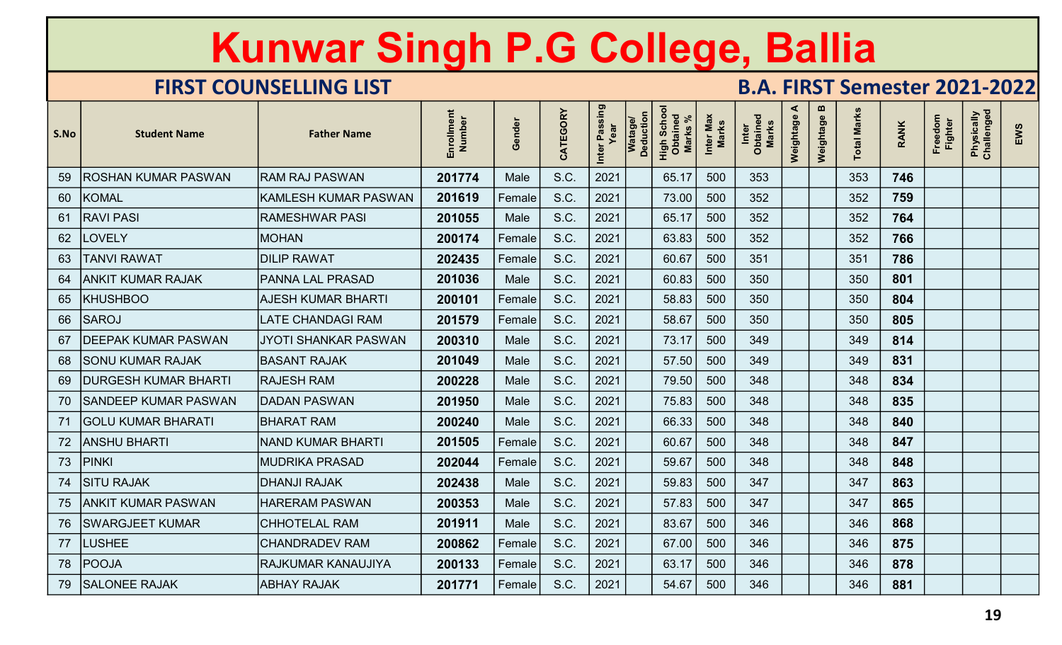# Kunwar Singh P.G College, Ballia

## FIRST COUNSELLING LIST

## B.A. FIRST Semester 2021-2022

| S.No | Student Name | Father Name | Enrollment Number | Gender | CATEGORY | Inter Passing Year | Watage/ Deduction | High School Obtained Marks % | Inter Max Marks | Inter Obtained Marks | Weightage A | Weightage B | Total Marks | RANK | Freedom Fighter | Physically Challenged | EWS |
|---|---|---|---|---|---|---|---|---|---|---|---|---|---|---|---|---|---|
| 59 | ROSHAN KUMAR PASWAN | RAM RAJ PASWAN | **201774** | Male | S.C. | 2021 | | 65.17 | 500 | 353 | | | 353 | **746** | | | |
| 60 | KOMAL | KAMLESH KUMAR PASWAN | **201619** | Female | S.C. | 2021 | | 73.00 | 500 | 352 | | | 352 | **759** | | | |
| 61 | RAVI PASI | RAMESHWAR PASI | **201055** | Male | S.C. | 2021 | | 65.17 | 500 | 352 | | | 352 | **764** | | | |
| 62 | LOVELY | MOHAN | **200174** | Female | S.C. | 2021 | | 63.83 | 500 | 352 | | | 352 | **766** | | | |
| 63 | TANVI RAWAT | DILIP RAWAT | **202435** | Female | S.C. | 2021 | | 60.67 | 500 | 351 | | | 351 | **786** | | | |
| 64 | ANKIT KUMAR RAJAK | PANNA LAL PRASAD | **201036** | Male | S.C. | 2021 | | 60.83 | 500 | 350 | | | 350 | **801** | | | |
| 65 | KHUSHBOO | AJESH KUMAR BHARTI | **200101** | Female | S.C. | 2021 | | 58.83 | 500 | 350 | | | 350 | **804** | | | |
| 66 | SAROJ | LATE CHANDAGI RAM | **201579** | Female | S.C. | 2021 | | 58.67 | 500 | 350 | | | 350 | **805** | | | |
| 67 | DEEPAK KUMAR PASWAN | JYOTI SHANKAR PASWAN | **200310** | Male | S.C. | 2021 | | 73.17 | 500 | 349 | | | 349 | **814** | | | |
| 68 | SONU KUMAR RAJAK | BASANT RAJAK | **201049** | Male | S.C. | 2021 | | 57.50 | 500 | 349 | | | 349 | **831** | | | |
| 69 | DURGESH KUMAR BHARTI | RAJESH RAM | **200228** | Male | S.C. | 2021 | | 79.50 | 500 | 348 | | | 348 | **834** | | | |
| 70 | SANDEEP KUMAR PASWAN | DADAN PASWAN | **201950** | Male | S.C. | 2021 | | 75.83 | 500 | 348 | | | 348 | **835** | | | |
| 71 | GOLU KUMAR BHARATI | BHARAT RAM | **200240** | Male | S.C. | 2021 | | 66.33 | 500 | 348 | | | 348 | **840** | | | |
| 72 | ANSHU BHARTI | NAND KUMAR BHARTI | **201505** | Female | S.C. | 2021 | | 60.67 | 500 | 348 | | | 348 | **847** | | | |
| 73 | PINKI | MUDRIKA PRASAD | **202044** | Female | S.C. | 2021 | | 59.67 | 500 | 348 | | | 348 | **848** | | | |
| 74 | SITU RAJAK | DHANJI RAJAK | **202438** | Male | S.C. | 2021 | | 59.83 | 500 | 347 | | | 347 | **863** | | | |
| 75 | ANKIT KUMAR PASWAN | HARERAM PASWAN | **200353** | Male | S.C. | 2021 | | 57.83 | 500 | 347 | | | 347 | **865** | | | |
| 76 | SWARGJEET KUMAR | CHHOTELAL RAM | **201911** | Male | S.C. | 2021 | | 83.67 | 500 | 346 | | | 346 | **868** | | | |
| 77 | LUSHEE | CHANDRADEV RAM | **200862** | Female | S.C. | 2021 | | 67.00 | 500 | 346 | | | 346 | **875** | | | |
| 78 | POOJA | RAJKUMAR KANAUJIYA | **200133** | Female | S.C. | 2021 | | 63.17 | 500 | 346 | | | 346 | **878** | | | |
| 79 | SALONEE RAJAK | ABHAY RAJAK | **201771** | Female | S.C. | 2021 | | 54.67 | 500 | 346 | | | 346 | **881** | | | |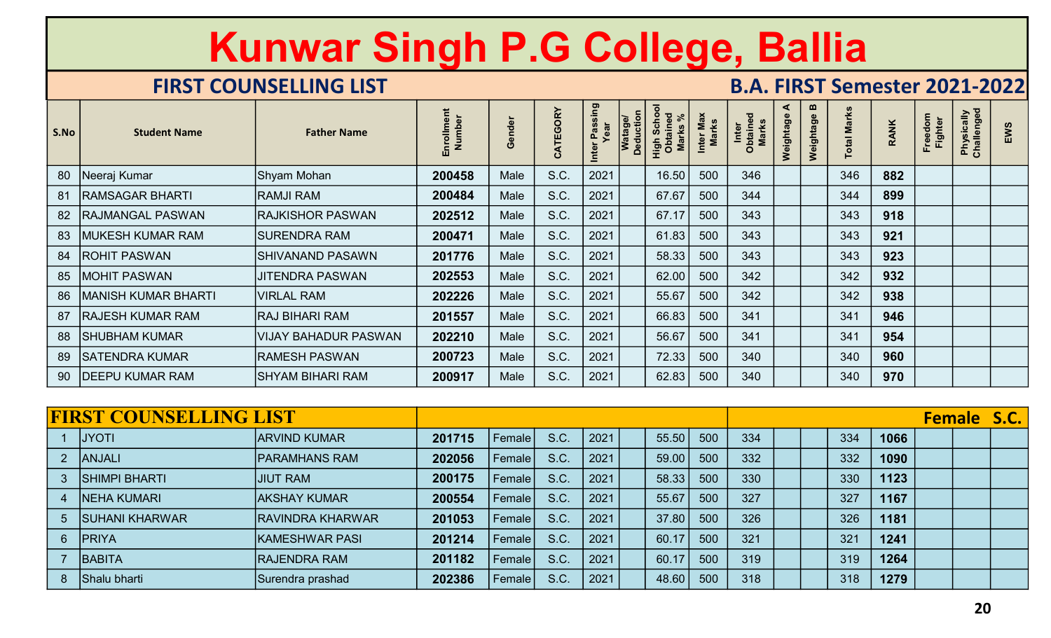# Kunwar Singh P.G College, Ballia

## FIRST COUNSELLING LIST — B.A. FIRST Semester 2021-2022

| S.No | Student Name | Father Name | Enrollment Number | Gender | CATEGORY | Inter Passing Year | Watage/ Deduction | High School Obtained Marks % | Inter Max Marks | Inter Obtained Marks | Weightage A | Weightage B | Total Marks | RANK | Freedom Fighter | Physically Challenged | EWS |
|---|---|---|---|---|---|---|---|---|---|---|---|---|---|---|---|---|---|
| 80 | Neeraj Kumar | Shyam Mohan | **200458** | Male | S.C. | 2021 | | 16.50 | 500 | 346 | | | 346 | **882** | | | |
| 81 | RAMSAGAR BHARTI | RAMJI RAM | **200484** | Male | S.C. | 2021 | | 67.67 | 500 | 344 | | | 344 | **899** | | | |
| 82 | RAJMANGAL PASWAN | RAJKISHOR PASWAN | **202512** | Male | S.C. | 2021 | | 67.17 | 500 | 343 | | | 343 | **918** | | | |
| 83 | MUKESH KUMAR RAM | SURENDRA RAM | **200471** | Male | S.C. | 2021 | | 61.83 | 500 | 343 | | | 343 | **921** | | | |
| 84 | ROHIT PASWAN | SHIVANAND PASAWN | **201776** | Male | S.C. | 2021 | | 58.33 | 500 | 343 | | | 343 | **923** | | | |
| 85 | MOHIT PASWAN | JITENDRA PASWAN | **202553** | Male | S.C. | 2021 | | 62.00 | 500 | 342 | | | 342 | **932** | | | |
| 86 | MANISH KUMAR BHARTI | VIRLAL RAM | **202226** | Male | S.C. | 2021 | | 55.67 | 500 | 342 | | | 342 | **938** | | | |
| 87 | RAJESH KUMAR RAM | RAJ BIHARI RAM | **201557** | Male | S.C. | 2021 | | 66.83 | 500 | 341 | | | 341 | **946** | | | |
| 88 | SHUBHAM KUMAR | VIJAY BAHADUR PASWAN | **202210** | Male | S.C. | 2021 | | 56.67 | 500 | 341 | | | 341 | **954** | | | |
| 89 | SATENDRA KUMAR | RAMESH PASWAN | **200723** | Male | S.C. | 2021 | | 72.33 | 500 | 340 | | | 340 | **960** | | | |
| 90 | DEEPU KUMAR RAM | SHYAM BIHARI RAM | **200917** | Male | S.C. | 2021 | | 62.83 | 500 | 340 | | | 340 | **970** | | | |

## FIRST COUNSELLING LIST — Female S.C.

| S.No | Student Name | Father Name | Enrollment Number | Gender | CATEGORY | Inter Passing Year | Watage/ Deduction | High School Obtained Marks % | Inter Max Marks | Inter Obtained Marks | Weightage A | Weightage B | Total Marks | RANK | Freedom Fighter | Physically Challenged | EWS |
|---|---|---|---|---|---|---|---|---|---|---|---|---|---|---|---|---|---|
| 1 | JYOTI | ARVIND KUMAR | **201715** | Female | S.C. | 2021 | | 55.50 | 500 | 334 | | | 334 | **1066** | | | |
| 2 | ANJALI | PARAMHANS RAM | **202056** | Female | S.C. | 2021 | | 59.00 | 500 | 332 | | | 332 | **1090** | | | |
| 3 | SHIMPI BHARTI | JIUT RAM | **200175** | Female | S.C. | 2021 | | 58.33 | 500 | 330 | | | 330 | **1123** | | | |
| 4 | NEHA KUMARI | AKSHAY KUMAR | **200554** | Female | S.C. | 2021 | | 55.67 | 500 | 327 | | | 327 | **1167** | | | |
| 5 | SUHANI KHARWAR | RAVINDRA KHARWAR | **201053** | Female | S.C. | 2021 | | 37.80 | 500 | 326 | | | 326 | **1181** | | | |
| 6 | PRIYA | KAMESHWAR PASI | **201214** | Female | S.C. | 2021 | | 60.17 | 500 | 321 | | | 321 | **1241** | | | |
| 7 | BABITA | RAJENDRA RAM | **201182** | Female | S.C. | 2021 | | 60.17 | 500 | 319 | | | 319 | **1264** | | | |
| 8 | Shalu bharti | Surendra prashad | **202386** | Female | S.C. | 2021 | | 48.60 | 500 | 318 | | | 318 | **1279** | | | |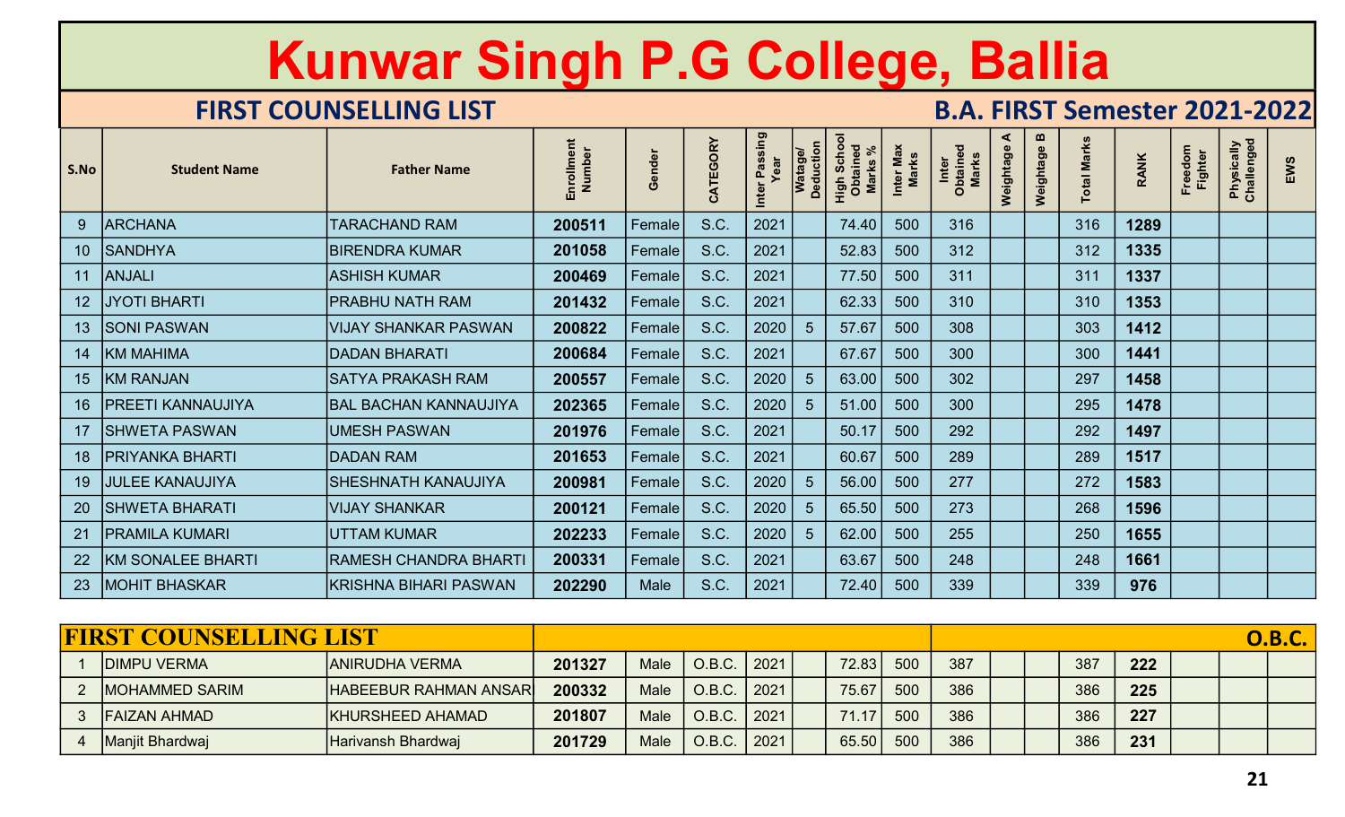# Kunwar Singh P.G College, Ballia

## FIRST COUNSELLING LIST

## B.A. FIRST Semester 2021-2022

| S.No | Student Name | Father Name | Enrollment Number | Gender | CATEGORY | Inter Passing Year | Watage/ Deduction | High School Obtained Marks % | Inter Max Marks | Inter Obtained Marks | Weightage A | Weightage B | Total Marks | RANK | Freedom Fighter | Physically Challenged | EWS |
|---|---|---|---|---|---|---|---|---|---|---|---|---|---|---|---|---|---|
| 9 | ARCHANA | TARACHAND RAM | **200511** | Female | S.C. | 2021 | | 74.40 | 500 | 316 | | | 316 | **1289** | | | |
| 10 | SANDHYA | BIRENDRA KUMAR | **201058** | Female | S.C. | 2021 | | 52.83 | 500 | 312 | | | 312 | **1335** | | | |
| 11 | ANJALI | ASHISH KUMAR | **200469** | Female | S.C. | 2021 | | 77.50 | 500 | 311 | | | 311 | **1337** | | | |
| 12 | JYOTI BHARTI | PRABHU NATH RAM | **201432** | Female | S.C. | 2021 | | 62.33 | 500 | 310 | | | 310 | **1353** | | | |
| 13 | SONI PASWAN | VIJAY SHANKAR PASWAN | **200822** | Female | S.C. | 2020 | 5 | 57.67 | 500 | 308 | | | 303 | **1412** | | | |
| 14 | KM MAHIMA | DADAN BHARATI | **200684** | Female | S.C. | 2021 | | 67.67 | 500 | 300 | | | 300 | **1441** | | | |
| 15 | KM RANJAN | SATYA PRAKASH RAM | **200557** | Female | S.C. | 2020 | 5 | 63.00 | 500 | 302 | | | 297 | **1458** | | | |
| 16 | PREETI KANNAUJIYA | BAL BACHAN KANNAUJIYA | **202365** | Female | S.C. | 2020 | 5 | 51.00 | 500 | 300 | | | 295 | **1478** | | | |
| 17 | SHWETA PASWAN | UMESH PASWAN | **201976** | Female | S.C. | 2021 | | 50.17 | 500 | 292 | | | 292 | **1497** | | | |
| 18 | PRIYANKA BHARTI | DADAN RAM | **201653** | Female | S.C. | 2021 | | 60.67 | 500 | 289 | | | 289 | **1517** | | | |
| 19 | JULEE KANAUJIYA | SHESHNATH KANAUJIYA | **200981** | Female | S.C. | 2020 | 5 | 56.00 | 500 | 277 | | | 272 | **1583** | | | |
| 20 | SHWETA BHARATI | VIJAY SHANKAR | **200121** | Female | S.C. | 2020 | 5 | 65.50 | 500 | 273 | | | 268 | **1596** | | | |
| 21 | PRAMILA KUMARI | UTTAM KUMAR | **202233** | Female | S.C. | 2020 | 5 | 62.00 | 500 | 255 | | | 250 | **1655** | | | |
| 22 | KM SONALEE BHARTI | RAMESH CHANDRA BHARTI | **200331** | Female | S.C. | 2021 | | 63.67 | 500 | 248 | | | 248 | **1661** | | | |
| 23 | MOHIT BHASKAR | KRISHNA BIHARI PASWAN | **202290** | Male | S.C. | 2021 | | 72.40 | 500 | 339 | | | 339 | **976** | | | |

## FIRST COUNSELLING LIST — O.B.C.

| S.No | Student Name | Father Name | Enrollment Number | Gender | CATEGORY | Inter Passing Year | Watage/ Deduction | High School Obtained Marks % | Inter Max Marks | Inter Obtained Marks | Weightage A | Weightage B | Total Marks | RANK | Freedom Fighter | Physically Challenged | EWS |
|---|---|---|---|---|---|---|---|---|---|---|---|---|---|---|---|---|---|
| 1 | DIMPU VERMA | ANIRUDHA VERMA | **201327** | Male | O.B.C. | 2021 | | 72.83 | 500 | 387 | | | 387 | **222** | | | |
| 2 | MOHAMMED SARIM | HABEEBUR RAHMAN ANSAR | **200332** | Male | O.B.C. | 2021 | | 75.67 | 500 | 386 | | | 386 | **225** | | | |
| 3 | FAIZAN AHMAD | KHURSHEED AHAMAD | **201807** | Male | O.B.C. | 2021 | | 71.17 | 500 | 386 | | | 386 | **227** | | | |
| 4 | Manjit Bhardwaj | Harivansh Bhardwaj | **201729** | Male | O.B.C. | 2021 | | 65.50 | 500 | 386 | | | 386 | **231** | | | |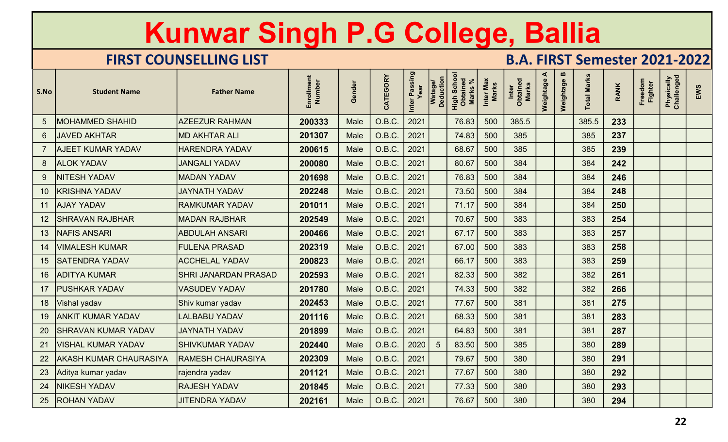# Kunwar Singh P.G College, Ballia

## FIRST COUNSELLING LIST

## B.A. FIRST Semester 2021-2022

| S.No | Student Name | Father Name | Enrollment Number | Gender | CATEGORY | Inter Passing Year | Watage/ Deduction | High School Obtained Marks % | Inter Max Marks | Inter Obtained Marks | Weightage A | Weightage B | Total Marks | RANK | Freedom Fighter | Physically Challenged | EWS |
|---|---|---|---|---|---|---|---|---|---|---|---|---|---|---|---|---|---|
| 5 | MOHAMMED SHAHID | AZEEZUR RAHMAN | 200333 | Male | O.B.C. | 2021 | | 76.83 | 500 | 385.5 | | | 385.5 | 233 | | | |
| 6 | JAVED AKHTAR | MD AKHTAR ALI | 201307 | Male | O.B.C. | 2021 | | 74.83 | 500 | 385 | | | 385 | 237 | | | |
| 7 | AJEET KUMAR YADAV | HARENDRA YADAV | 200615 | Male | O.B.C. | 2021 | | 68.67 | 500 | 385 | | | 385 | 239 | | | |
| 8 | ALOK YADAV | JANGALI YADAV | 200080 | Male | O.B.C. | 2021 | | 80.67 | 500 | 384 | | | 384 | 242 | | | |
| 9 | NITESH YADAV | MADAN YADAV | 201698 | Male | O.B.C. | 2021 | | 76.83 | 500 | 384 | | | 384 | 246 | | | |
| 10 | KRISHNA YADAV | JAYNATH YADAV | 202248 | Male | O.B.C. | 2021 | | 73.50 | 500 | 384 | | | 384 | 248 | | | |
| 11 | AJAY YADAV | RAMKUMAR YADAV | 201011 | Male | O.B.C. | 2021 | | 71.17 | 500 | 384 | | | 384 | 250 | | | |
| 12 | SHRAVAN RAJBHAR | MADAN RAJBHAR | 202549 | Male | O.B.C. | 2021 | | 70.67 | 500 | 383 | | | 383 | 254 | | | |
| 13 | NAFIS ANSARI | ABDULAH ANSARI | 200466 | Male | O.B.C. | 2021 | | 67.17 | 500 | 383 | | | 383 | 257 | | | |
| 14 | VIMALESH KUMAR | FULENA PRASAD | 202319 | Male | O.B.C. | 2021 | | 67.00 | 500 | 383 | | | 383 | 258 | | | |
| 15 | SATENDRA YADAV | ACCHELAL YADAV | 200823 | Male | O.B.C. | 2021 | | 66.17 | 500 | 383 | | | 383 | 259 | | | |
| 16 | ADITYA KUMAR | SHRI JANARDAN PRASAD | 202593 | Male | O.B.C. | 2021 | | 82.33 | 500 | 382 | | | 382 | 261 | | | |
| 17 | PUSHKAR YADAV | VASUDEV YADAV | 201780 | Male | O.B.C. | 2021 | | 74.33 | 500 | 382 | | | 382 | 266 | | | |
| 18 | Vishal yadav | Shiv kumar yadav | 202453 | Male | O.B.C. | 2021 | | 77.67 | 500 | 381 | | | 381 | 275 | | | |
| 19 | ANKIT KUMAR YADAV | LALBABU YADAV | 201116 | Male | O.B.C. | 2021 | | 68.33 | 500 | 381 | | | 381 | 283 | | | |
| 20 | SHRAVAN KUMAR YADAV | JAYNATH YADAV | 201899 | Male | O.B.C. | 2021 | | 64.83 | 500 | 381 | | | 381 | 287 | | | |
| 21 | VISHAL KUMAR YADAV | SHIVKUMAR YADAV | 202440 | Male | O.B.C. | 2020 | 5 | 83.50 | 500 | 385 | | | 380 | 289 | | | |
| 22 | AKASH KUMAR CHAURASIYA | RAMESH CHAURASIYA | 202309 | Male | O.B.C. | 2021 | | 79.67 | 500 | 380 | | | 380 | 291 | | | |
| 23 | Aditya kumar yadav | rajendra yadav | 201121 | Male | O.B.C. | 2021 | | 77.67 | 500 | 380 | | | 380 | 292 | | | |
| 24 | NIKESH YADAV | RAJESH YADAV | 201845 | Male | O.B.C. | 2021 | | 77.33 | 500 | 380 | | | 380 | 293 | | | |
| 25 | ROHAN YADAV | JITENDRA YADAV | 202161 | Male | O.B.C. | 2021 | | 76.67 | 500 | 380 | | | 380 | 294 | | | |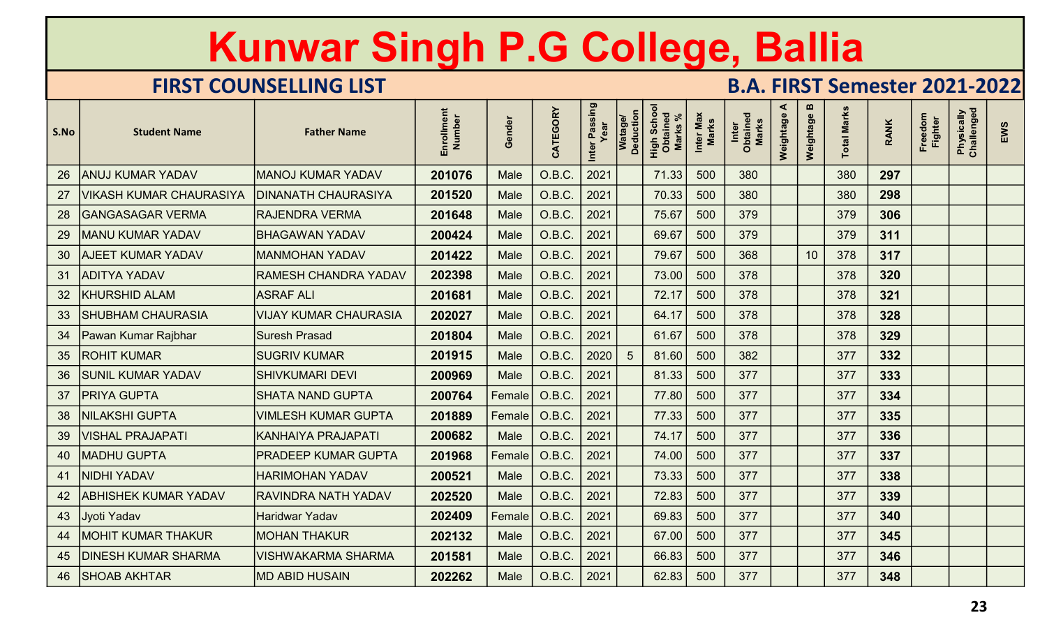# Kunwar Singh P.G College, Ballia

## FIRST COUNSELLING LIST

## B.A. FIRST Semester 2021-2022

| S.No | Student Name | Father Name | Enrollment Number | Gender | CATEGORY | Inter Passing Year | Watage/ Deduction | High School Obtained Marks % | Inter Max Marks | Inter Obtained Marks | Weightage A | Weightage B | Total Marks | RANK | Freedom Fighter | Physically Challenged | EWS |
|---|---|---|---|---|---|---|---|---|---|---|---|---|---|---|---|---|---|
| 26 | ANUJ KUMAR YADAV | MANOJ KUMAR YADAV | **201076** | Male | O.B.C. | 2021 | | 71.33 | 500 | 380 | | | 380 | **297** | | | |
| 27 | VIKASH KUMAR CHAURASIYA | DINANATH CHAURASIYA | **201520** | Male | O.B.C. | 2021 | | 70.33 | 500 | 380 | | | 380 | **298** | | | |
| 28 | GANGASAGAR VERMA | RAJENDRA VERMA | **201648** | Male | O.B.C. | 2021 | | 75.67 | 500 | 379 | | | 379 | **306** | | | |
| 29 | MANU KUMAR YADAV | BHAGAWAN YADAV | **200424** | Male | O.B.C. | 2021 | | 69.67 | 500 | 379 | | | 379 | **311** | | | |
| 30 | AJEET KUMAR YADAV | MANMOHAN YADAV | **201422** | Male | O.B.C. | 2021 | | 79.67 | 500 | 368 | | 10 | 378 | **317** | | | |
| 31 | ADITYA YADAV | RAMESH CHANDRA YADAV | **202398** | Male | O.B.C. | 2021 | | 73.00 | 500 | 378 | | | 378 | **320** | | | |
| 32 | KHURSHID ALAM | ASRAF ALI | **201681** | Male | O.B.C. | 2021 | | 72.17 | 500 | 378 | | | 378 | **321** | | | |
| 33 | SHUBHAM CHAURASIA | VIJAY KUMAR CHAURASIA | **202027** | Male | O.B.C. | 2021 | | 64.17 | 500 | 378 | | | 378 | **328** | | | |
| 34 | Pawan Kumar Rajbhar | Suresh Prasad | **201804** | Male | O.B.C. | 2021 | | 61.67 | 500 | 378 | | | 378 | **329** | | | |
| 35 | ROHIT KUMAR | SUGRIV KUMAR | **201915** | Male | O.B.C. | 2020 | 5 | 81.60 | 500 | 382 | | | 377 | **332** | | | |
| 36 | SUNIL KUMAR YADAV | SHIVKUMARI DEVI | **200969** | Male | O.B.C. | 2021 | | 81.33 | 500 | 377 | | | 377 | **333** | | | |
| 37 | PRIYA GUPTA | SHATA NAND GUPTA | **200764** | Female | O.B.C. | 2021 | | 77.80 | 500 | 377 | | | 377 | **334** | | | |
| 38 | NILAKSHI GUPTA | VIMLESH KUMAR GUPTA | **201889** | Female | O.B.C. | 2021 | | 77.33 | 500 | 377 | | | 377 | **335** | | | |
| 39 | VISHAL PRAJAPATI | KANHAIYA PRAJAPATI | **200682** | Male | O.B.C. | 2021 | | 74.17 | 500 | 377 | | | 377 | **336** | | | |
| 40 | MADHU GUPTA | PRADEEP KUMAR GUPTA | **201968** | Female | O.B.C. | 2021 | | 74.00 | 500 | 377 | | | 377 | **337** | | | |
| 41 | NIDHI YADAV | HARIMOHAN YADAV | **200521** | Male | O.B.C. | 2021 | | 73.33 | 500 | 377 | | | 377 | **338** | | | |
| 42 | ABHISHEK KUMAR YADAV | RAVINDRA NATH YADAV | **202520** | Male | O.B.C. | 2021 | | 72.83 | 500 | 377 | | | 377 | **339** | | | |
| 43 | Jyoti Yadav | Haridwar Yadav | **202409** | Female | O.B.C. | 2021 | | 69.83 | 500 | 377 | | | 377 | **340** | | | |
| 44 | MOHIT KUMAR THAKUR | MOHAN THAKUR | **202132** | Male | O.B.C. | 2021 | | 67.00 | 500 | 377 | | | 377 | **345** | | | |
| 45 | DINESH KUMAR SHARMA | VISHWAKARMA SHARMA | **201581** | Male | O.B.C. | 2021 | | 66.83 | 500 | 377 | | | 377 | **346** | | | |
| 46 | SHOAB AKHTAR | MD ABID HUSAIN | **202262** | Male | O.B.C. | 2021 | | 62.83 | 500 | 377 | | | 377 | **348** | | | |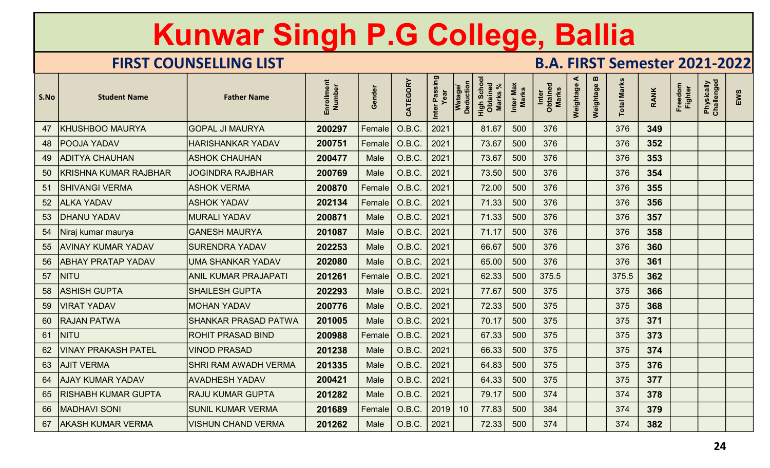# Kunwar Singh P.G College, Ballia

## FIRST COUNSELLING LIST

## B.A. FIRST Semester 2021-2022

| S.No | Student Name | Father Name | Enrollment Number | Gender | CATEGORY | Inter Passing Year | Watage/ Deduction | High School Obtained Marks % | Inter Max Marks | Inter Obtained Marks | Weightage A | Weightage B | Total Marks | RANK | Freedom Fighter | Physically Challenged | EWS |
|---|---|---|---|---|---|---|---|---|---|---|---|---|---|---|---|---|---|
| 47 | KHUSHBOO MAURYA | GOPAL JI MAURYA | **200297** | Female | O.B.C. | 2021 | | 81.67 | 500 | 376 | | | 376 | **349** | | | |
| 48 | POOJA YADAV | HARISHANKAR YADAV | **200751** | Female | O.B.C. | 2021 | | 73.67 | 500 | 376 | | | 376 | **352** | | | |
| 49 | ADITYA CHAUHAN | ASHOK CHAUHAN | **200477** | Male | O.B.C. | 2021 | | 73.67 | 500 | 376 | | | 376 | **353** | | | |
| 50 | KRISHNA KUMAR RAJBHAR | JOGINDRA RAJBHAR | **200769** | Male | O.B.C. | 2021 | | 73.50 | 500 | 376 | | | 376 | **354** | | | |
| 51 | SHIVANGI VERMA | ASHOK VERMA | **200870** | Female | O.B.C. | 2021 | | 72.00 | 500 | 376 | | | 376 | **355** | | | |
| 52 | ALKA YADAV | ASHOK YADAV | **202134** | Female | O.B.C. | 2021 | | 71.33 | 500 | 376 | | | 376 | **356** | | | |
| 53 | DHANU YADAV | MURALI YADAV | **200871** | Male | O.B.C. | 2021 | | 71.33 | 500 | 376 | | | 376 | **357** | | | |
| 54 | Niraj kumar maurya | GANESH MAURYA | **201087** | Male | O.B.C. | 2021 | | 71.17 | 500 | 376 | | | 376 | **358** | | | |
| 55 | AVINAY KUMAR YADAV | SURENDRA YADAV | **202253** | Male | O.B.C. | 2021 | | 66.67 | 500 | 376 | | | 376 | **360** | | | |
| 56 | ABHAY PRATAP YADAV | UMA SHANKAR YADAV | **202080** | Male | O.B.C. | 2021 | | 65.00 | 500 | 376 | | | 376 | **361** | | | |
| 57 | NITU | ANIL KUMAR PRAJAPATI | **201261** | Female | O.B.C. | 2021 | | 62.33 | 500 | 375.5 | | | 375.5 | **362** | | | |
| 58 | ASHISH GUPTA | SHAILESH GUPTA | **202293** | Male | O.B.C. | 2021 | | 77.67 | 500 | 375 | | | 375 | **366** | | | |
| 59 | VIRAT YADAV | MOHAN YADAV | **200776** | Male | O.B.C. | 2021 | | 72.33 | 500 | 375 | | | 375 | **368** | | | |
| 60 | RAJAN PATWA | SHANKAR PRASAD PATWA | **201005** | Male | O.B.C. | 2021 | | 70.17 | 500 | 375 | | | 375 | **371** | | | |
| 61 | NITU | ROHIT PRASAD BIND | **200988** | Female | O.B.C. | 2021 | | 67.33 | 500 | 375 | | | 375 | **373** | | | |
| 62 | VINAY PRAKASH PATEL | VINOD PRASAD | **201238** | Male | O.B.C. | 2021 | | 66.33 | 500 | 375 | | | 375 | **374** | | | |
| 63 | AJIT VERMA | SHRI RAM AWADH VERMA | **201335** | Male | O.B.C. | 2021 | | 64.83 | 500 | 375 | | | 375 | **376** | | | |
| 64 | AJAY KUMAR YADAV | AVADHESH YADAV | **200421** | Male | O.B.C. | 2021 | | 64.33 | 500 | 375 | | | 375 | **377** | | | |
| 65 | RISHABH KUMAR GUPTA | RAJU KUMAR GUPTA | **201282** | Male | O.B.C. | 2021 | | 79.17 | 500 | 374 | | | 374 | **378** | | | |
| 66 | MADHAVI SONI | SUNIL KUMAR VERMA | **201689** | Female | O.B.C. | 2019 | 10 | 77.83 | 500 | 384 | | | 374 | **379** | | | |
| 67 | AKASH KUMAR VERMA | VISHUN CHAND VERMA | **201262** | Male | O.B.C. | 2021 | | 72.33 | 500 | 374 | | | 374 | **382** | | | |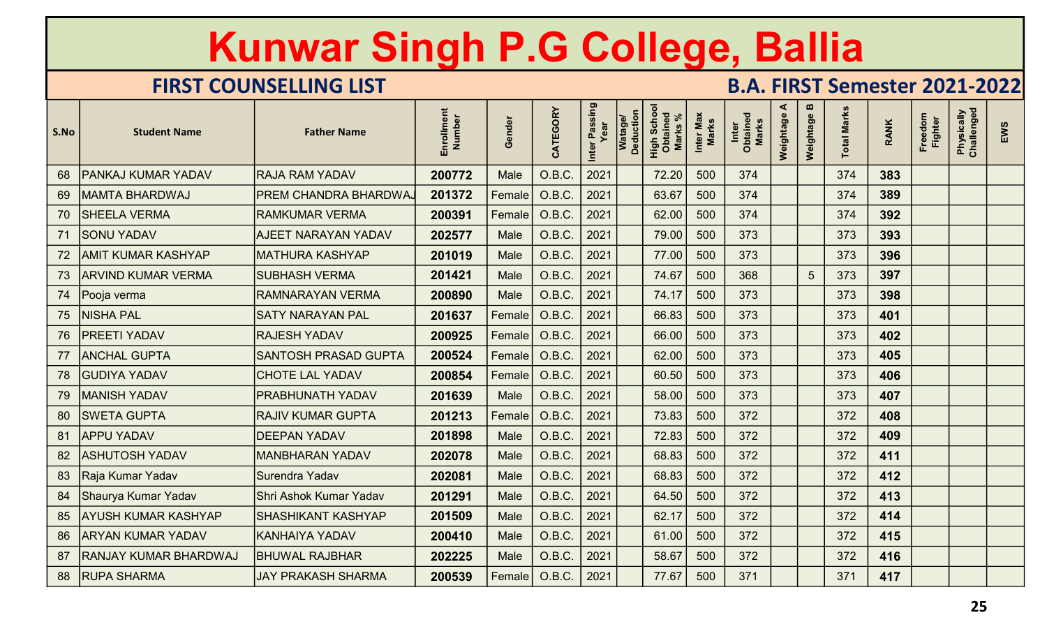# Kunwar Singh P.G College, Ballia

## FIRST COUNSELLING LIST

## B.A. FIRST Semester 2021-2022

| S.No | Student Name | Father Name | Enrollment Number | Gender | CATEGORY | Inter Passing Year | Watage/ Deduction | High School Obtained Marks % | Inter Max Marks | Inter Obtained Marks | Weightage A | Weightage B | Total Marks | RANK | Freedom Fighter | Physically Challenged | EWS |
|---|---|---|---|---|---|---|---|---|---|---|---|---|---|---|---|---|---|
| 68 | PANKAJ KUMAR YADAV | RAJA RAM YADAV | 200772 | Male | O.B.C. | 2021 | | 72.20 | 500 | 374 | | | 374 | 383 | | | |
| 69 | MAMTA BHARDWAJ | PREM CHANDRA BHARDWAJ | 201372 | Female | O.B.C. | 2021 | | 63.67 | 500 | 374 | | | 374 | 389 | | | |
| 70 | SHEELA VERMA | RAMKUMAR VERMA | 200391 | Female | O.B.C. | 2021 | | 62.00 | 500 | 374 | | | 374 | 392 | | | |
| 71 | SONU YADAV | AJEET NARAYAN YADAV | 202577 | Male | O.B.C. | 2021 | | 79.00 | 500 | 373 | | | 373 | 393 | | | |
| 72 | AMIT KUMAR KASHYAP | MATHURA KASHYAP | 201019 | Male | O.B.C. | 2021 | | 77.00 | 500 | 373 | | | 373 | 396 | | | |
| 73 | ARVIND KUMAR VERMA | SUBHASH VERMA | 201421 | Male | O.B.C. | 2021 | | 74.67 | 500 | 368 | | 5 | 373 | 397 | | | |
| 74 | Pooja verma | RAMNARAYAN VERMA | 200890 | Male | O.B.C. | 2021 | | 74.17 | 500 | 373 | | | 373 | 398 | | | |
| 75 | NISHA PAL | SATY NARAYAN PAL | 201637 | Female | O.B.C. | 2021 | | 66.83 | 500 | 373 | | | 373 | 401 | | | |
| 76 | PREETI YADAV | RAJESH YADAV | 200925 | Female | O.B.C. | 2021 | | 66.00 | 500 | 373 | | | 373 | 402 | | | |
| 77 | ANCHAL GUPTA | SANTOSH PRASAD GUPTA | 200524 | Female | O.B.C. | 2021 | | 62.00 | 500 | 373 | | | 373 | 405 | | | |
| 78 | GUDIYA YADAV | CHOTE LAL YADAV | 200854 | Female | O.B.C. | 2021 | | 60.50 | 500 | 373 | | | 373 | 406 | | | |
| 79 | MANISH YADAV | PRABHUNATH YADAV | 201639 | Male | O.B.C. | 2021 | | 58.00 | 500 | 373 | | | 373 | 407 | | | |
| 80 | SWETA GUPTA | RAJIV KUMAR GUPTA | 201213 | Female | O.B.C. | 2021 | | 73.83 | 500 | 372 | | | 372 | 408 | | | |
| 81 | APPU YADAV | DEEPAN YADAV | 201898 | Male | O.B.C. | 2021 | | 72.83 | 500 | 372 | | | 372 | 409 | | | |
| 82 | ASHUTOSH YADAV | MANBHARAN YADAV | 202078 | Male | O.B.C. | 2021 | | 68.83 | 500 | 372 | | | 372 | 411 | | | |
| 83 | Raja Kumar Yadav | Surendra Yadav | 202081 | Male | O.B.C. | 2021 | | 68.83 | 500 | 372 | | | 372 | 412 | | | |
| 84 | Shaurya Kumar Yadav | Shri Ashok Kumar Yadav | 201291 | Male | O.B.C. | 2021 | | 64.50 | 500 | 372 | | | 372 | 413 | | | |
| 85 | AYUSH KUMAR KASHYAP | SHASHIKANT KASHYAP | 201509 | Male | O.B.C. | 2021 | | 62.17 | 500 | 372 | | | 372 | 414 | | | |
| 86 | ARYAN KUMAR YADAV | KANHAIYA YADAV | 200410 | Male | O.B.C. | 2021 | | 61.00 | 500 | 372 | | | 372 | 415 | | | |
| 87 | RANJAY KUMAR BHARDWAJ | BHUWAL RAJBHAR | 202225 | Male | O.B.C. | 2021 | | 58.67 | 500 | 372 | | | 372 | 416 | | | |
| 88 | RUPA SHARMA | JAY PRAKASH SHARMA | 200539 | Female | O.B.C. | 2021 | | 77.67 | 500 | 371 | | | 371 | 417 | | | |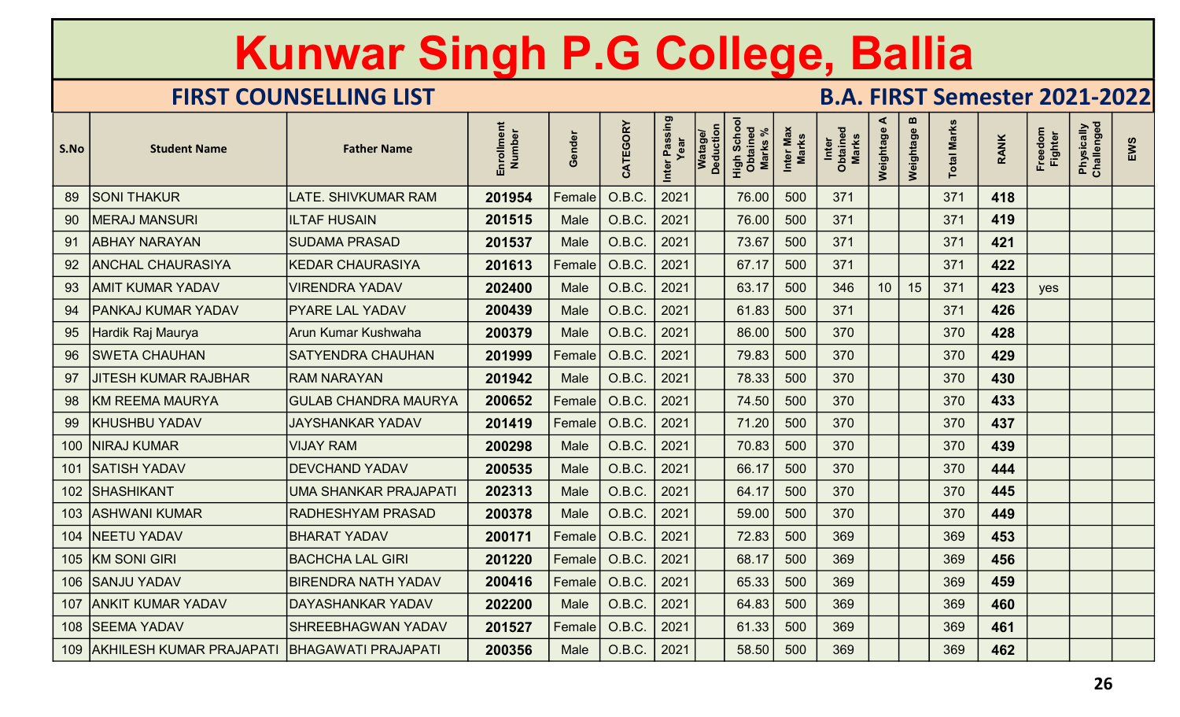# Kunwar Singh P.G College, Ballia

## FIRST COUNSELLING LIST

## B.A. FIRST Semester 2021-2022

| S.No | Student Name | Father Name | Enrollment Number | Gender | CATEGORY | Inter Passing Year | Watage/ Deduction | High School Obtained Marks % | Inter Max Marks | Inter Obtained Marks | Weightage A | Weightage B | Total Marks | RANK | Freedom Fighter | Physically Challenged | EWS |
|---|---|---|---|---|---|---|---|---|---|---|---|---|---|---|---|---|---|
| 89 | SONI THAKUR | LATE. SHIVKUMAR RAM | **201954** | Female | O.B.C. | 2021 | | 76.00 | 500 | 371 | | | 371 | **418** | | | |
| 90 | MERAJ MANSURI | ILTAF HUSAIN | **201515** | Male | O.B.C. | 2021 | | 76.00 | 500 | 371 | | | 371 | **419** | | | |
| 91 | ABHAY NARAYAN | SUDAMA PRASAD | **201537** | Male | O.B.C. | 2021 | | 73.67 | 500 | 371 | | | 371 | **421** | | | |
| 92 | ANCHAL CHAURASIYA | KEDAR CHAURASIYA | **201613** | Female | O.B.C. | 2021 | | 67.17 | 500 | 371 | | | 371 | **422** | | | |
| 93 | AMIT KUMAR YADAV | VIRENDRA YADAV | **202400** | Male | O.B.C. | 2021 | | 63.17 | 500 | 346 | 10 | 15 | 371 | **423** | yes | | |
| 94 | PANKAJ KUMAR YADAV | PYARE LAL YADAV | **200439** | Male | O.B.C. | 2021 | | 61.83 | 500 | 371 | | | 371 | **426** | | | |
| 95 | Hardik Raj Maurya | Arun Kumar Kushwaha | **200379** | Male | O.B.C. | 2021 | | 86.00 | 500 | 370 | | | 370 | **428** | | | |
| 96 | SWETA CHAUHAN | SATYENDRA CHAUHAN | **201999** | Female | O.B.C. | 2021 | | 79.83 | 500 | 370 | | | 370 | **429** | | | |
| 97 | JITESH KUMAR RAJBHAR | RAM NARAYAN | **201942** | Male | O.B.C. | 2021 | | 78.33 | 500 | 370 | | | 370 | **430** | | | |
| 98 | KM REEMA MAURYA | GULAB CHANDRA MAURYA | **200652** | Female | O.B.C. | 2021 | | 74.50 | 500 | 370 | | | 370 | **433** | | | |
| 99 | KHUSHBU YADAV | JAYSHANKAR YADAV | **201419** | Female | O.B.C. | 2021 | | 71.20 | 500 | 370 | | | 370 | **437** | | | |
| 100 | NIRAJ KUMAR | VIJAY RAM | **200298** | Male | O.B.C. | 2021 | | 70.83 | 500 | 370 | | | 370 | **439** | | | |
| 101 | SATISH YADAV | DEVCHAND YADAV | **200535** | Male | O.B.C. | 2021 | | 66.17 | 500 | 370 | | | 370 | **444** | | | |
| 102 | SHASHIKANT | UMA SHANKAR PRAJAPATI | **202313** | Male | O.B.C. | 2021 | | 64.17 | 500 | 370 | | | 370 | **445** | | | |
| 103 | ASHWANI KUMAR | RADHESHYAM PRASAD | **200378** | Male | O.B.C. | 2021 | | 59.00 | 500 | 370 | | | 370 | **449** | | | |
| 104 | NEETU YADAV | BHARAT YADAV | **200171** | Female | O.B.C. | 2021 | | 72.83 | 500 | 369 | | | 369 | **453** | | | |
| 105 | KM SONI GIRI | BACHCHA LAL GIRI | **201220** | Female | O.B.C. | 2021 | | 68.17 | 500 | 369 | | | 369 | **456** | | | |
| 106 | SANJU YADAV | BIRENDRA NATH YADAV | **200416** | Female | O.B.C. | 2021 | | 65.33 | 500 | 369 | | | 369 | **459** | | | |
| 107 | ANKIT KUMAR YADAV | DAYASHANKAR YADAV | **202200** | Male | O.B.C. | 2021 | | 64.83 | 500 | 369 | | | 369 | **460** | | | |
| 108 | SEEMA YADAV | SHREEBHAGWAN YADAV | **201527** | Female | O.B.C. | 2021 | | 61.33 | 500 | 369 | | | 369 | **461** | | | |
| 109 | AKHILESH KUMAR PRAJAPATI | BHAGAWATI PRAJAPATI | **200356** | Male | O.B.C. | 2021 | | 58.50 | 500 | 369 | | | 369 | **462** | | | |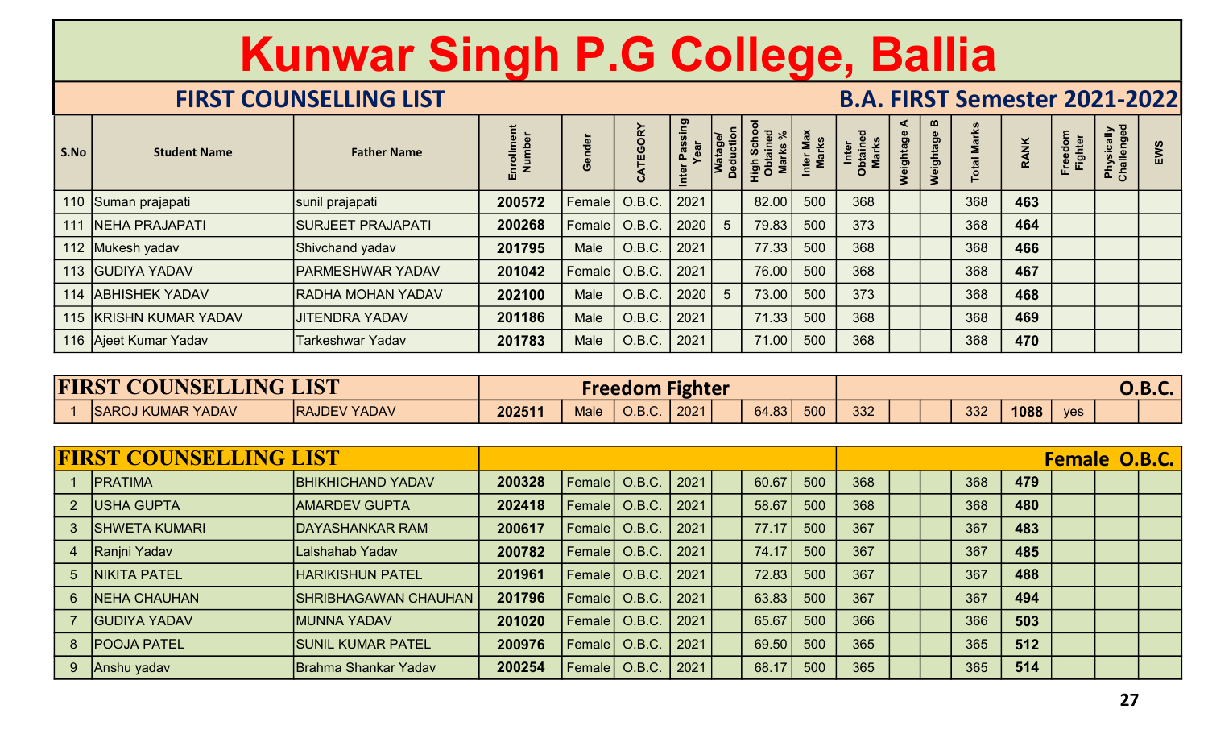# Kunwar Singh P.G College, Ballia

## FIRST COUNSELLING LIST — B.A. FIRST Semester 2021-2022

| S.No | Student Name | Father Name | Enrollment Number | Gender | CATEGORY | Inter Passing Year | Watage/ Deduction | High School Obtained Marks % | Inter Max Marks | Inter Obtained Marks | Weightage A | Weightage B | Total Marks | RANK | Freedom Fighter | Physically Challenged | EWS |
|---|---|---|---|---|---|---|---|---|---|---|---|---|---|---|---|---|---|
| 110 | Suman prajapati | sunil prajapati | **200572** | Female | O.B.C. | 2021 | | 82.00 | 500 | 368 | | | 368 | **463** | | | |
| 111 | NEHA PRAJAPATI | SURJEET PRAJAPATI | **200268** | Female | O.B.C. | 2020 | 5 | 79.83 | 500 | 373 | | | 368 | **464** | | | |
| 112 | Mukesh yadav | Shivchand yadav | **201795** | Male | O.B.C. | 2021 | | 77.33 | 500 | 368 | | | 368 | **466** | | | |
| 113 | GUDIYA YADAV | PARMESHWAR YADAV | **201042** | Female | O.B.C. | 2021 | | 76.00 | 500 | 368 | | | 368 | **467** | | | |
| 114 | ABHISHEK YADAV | RADHA MOHAN YADAV | **202100** | Male | O.B.C. | 2020 | 5 | 73.00 | 500 | 373 | | | 368 | **468** | | | |
| 115 | KRISHN KUMAR YADAV | JITENDRA YADAV | **201186** | Male | O.B.C. | 2021 | | 71.33 | 500 | 368 | | | 368 | **469** | | | |
| 116 | Ajeet Kumar Yadav | Tarkeshwar Yadav | **201783** | Male | O.B.C. | 2021 | | 71.00 | 500 | 368 | | | 368 | **470** | | | |

## FIRST COUNSELLING LIST — Freedom Fighter — O.B.C.

| S.No | Student Name | Father Name | Enrollment Number | Gender | CATEGORY | Inter Passing Year | Watage/ Deduction | High School Obtained Marks % | Inter Max Marks | Inter Obtained Marks | Weightage A | Weightage B | Total Marks | RANK | Freedom Fighter | Physically Challenged | EWS |
|---|---|---|---|---|---|---|---|---|---|---|---|---|---|---|---|---|---|
| 1 | SAROJ KUMAR YADAV | RAJDEV YADAV | **202511** | Male | O.B.C. | 2021 | | 64.83 | 500 | 332 | | | 332 | **1088** | yes | | |

## FIRST COUNSELLING LIST — Female O.B.C.

| S.No | Student Name | Father Name | Enrollment Number | Gender | CATEGORY | Inter Passing Year | Watage/ Deduction | High School Obtained Marks % | Inter Max Marks | Inter Obtained Marks | Weightage A | Weightage B | Total Marks | RANK | Freedom Fighter | Physically Challenged | EWS |
|---|---|---|---|---|---|---|---|---|---|---|---|---|---|---|---|---|---|
| 1 | PRATIMA | BHIKHICHAND YADAV | **200328** | Female | O.B.C. | 2021 | | 60.67 | 500 | 368 | | | 368 | **479** | | | |
| 2 | USHA GUPTA | AMARDEV GUPTA | **202418** | Female | O.B.C. | 2021 | | 58.67 | 500 | 368 | | | 368 | **480** | | | |
| 3 | SHWETA KUMARI | DAYASHANKAR RAM | **200617** | Female | O.B.C. | 2021 | | 77.17 | 500 | 367 | | | 367 | **483** | | | |
| 4 | Ranjni Yadav | Lalshahab Yadav | **200782** | Female | O.B.C. | 2021 | | 74.17 | 500 | 367 | | | 367 | **485** | | | |
| 5 | NIKITA PATEL | HARIKISHUN PATEL | **201961** | Female | O.B.C. | 2021 | | 72.83 | 500 | 367 | | | 367 | **488** | | | |
| 6 | NEHA CHAUHAN | SHRIBHAGAWAN CHAUHAN | **201796** | Female | O.B.C. | 2021 | | 63.83 | 500 | 367 | | | 367 | **494** | | | |
| 7 | GUDIYA YADAV | MUNNA YADAV | **201020** | Female | O.B.C. | 2021 | | 65.67 | 500 | 366 | | | 366 | **503** | | | |
| 8 | POOJA PATEL | SUNIL KUMAR PATEL | **200976** | Female | O.B.C. | 2021 | | 69.50 | 500 | 365 | | | 365 | **512** | | | |
| 9 | Anshu yadav | Brahma Shankar Yadav | **200254** | Female | O.B.C. | 2021 | | 68.17 | 500 | 365 | | | 365 | **514** | | | |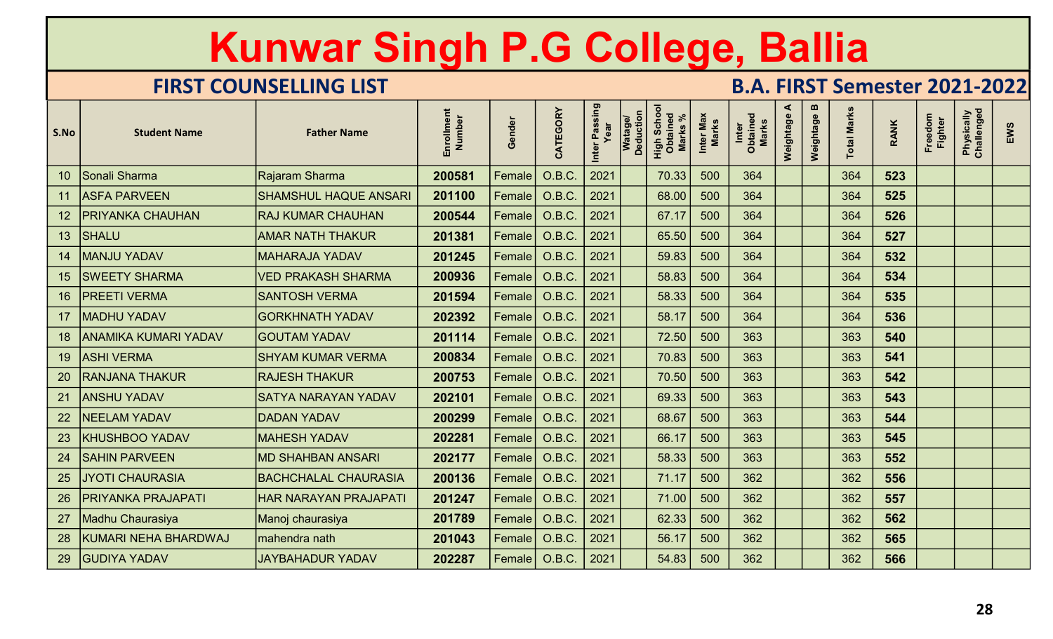# Kunwar Singh P.G College, Ballia

## FIRST COUNSELLING LIST

## B.A. FIRST Semester 2021-2022

| S.No | Student Name | Father Name | Enrollment Number | Gender | CATEGORY | Inter Passing Year | Watage/ Deduction | High School Obtained Marks % | Inter Max Marks | Inter Obtained Marks | Weightage A | Weightage B | Total Marks | RANK | Freedom Fighter | Physically Challenged | EWS |
|---|---|---|---|---|---|---|---|---|---|---|---|---|---|---|---|---|---|
| 10 | Sonali Sharma | Rajaram Sharma | 200581 | Female | O.B.C. | 2021 | | 70.33 | 500 | 364 | | | 364 | 523 | | | |
| 11 | ASFA PARVEEN | SHAMSHUL HAQUE ANSARI | 201100 | Female | O.B.C. | 2021 | | 68.00 | 500 | 364 | | | 364 | 525 | | | |
| 12 | PRIYANKA CHAUHAN | RAJ KUMAR CHAUHAN | 200544 | Female | O.B.C. | 2021 | | 67.17 | 500 | 364 | | | 364 | 526 | | | |
| 13 | SHALU | AMAR NATH THAKUR | 201381 | Female | O.B.C. | 2021 | | 65.50 | 500 | 364 | | | 364 | 527 | | | |
| 14 | MANJU YADAV | MAHARAJA YADAV | 201245 | Female | O.B.C. | 2021 | | 59.83 | 500 | 364 | | | 364 | 532 | | | |
| 15 | SWEETY SHARMA | VED PRAKASH SHARMA | 200936 | Female | O.B.C. | 2021 | | 58.83 | 500 | 364 | | | 364 | 534 | | | |
| 16 | PREETI VERMA | SANTOSH VERMA | 201594 | Female | O.B.C. | 2021 | | 58.33 | 500 | 364 | | | 364 | 535 | | | |
| 17 | MADHU YADAV | GORKHNATH YADAV | 202392 | Female | O.B.C. | 2021 | | 58.17 | 500 | 364 | | | 364 | 536 | | | |
| 18 | ANAMIKA KUMARI YADAV | GOUTAM YADAV | 201114 | Female | O.B.C. | 2021 | | 72.50 | 500 | 363 | | | 363 | 540 | | | |
| 19 | ASHI VERMA | SHYAM KUMAR VERMA | 200834 | Female | O.B.C. | 2021 | | 70.83 | 500 | 363 | | | 363 | 541 | | | |
| 20 | RANJANA THAKUR | RAJESH THAKUR | 200753 | Female | O.B.C. | 2021 | | 70.50 | 500 | 363 | | | 363 | 542 | | | |
| 21 | ANSHU YADAV | SATYA NARAYAN YADAV | 202101 | Female | O.B.C. | 2021 | | 69.33 | 500 | 363 | | | 363 | 543 | | | |
| 22 | NEELAM YADAV | DADAN YADAV | 200299 | Female | O.B.C. | 2021 | | 68.67 | 500 | 363 | | | 363 | 544 | | | |
| 23 | KHUSHBOO YADAV | MAHESH YADAV | 202281 | Female | O.B.C. | 2021 | | 66.17 | 500 | 363 | | | 363 | 545 | | | |
| 24 | SAHIN PARVEEN | MD SHAHBAN ANSARI | 202177 | Female | O.B.C. | 2021 | | 58.33 | 500 | 363 | | | 363 | 552 | | | |
| 25 | JYOTI CHAURASIA | BACHCHALAL CHAURASIA | 200136 | Female | O.B.C. | 2021 | | 71.17 | 500 | 362 | | | 362 | 556 | | | |
| 26 | PRIYANKA PRAJAPATI | HAR NARAYAN PRAJAPATI | 201247 | Female | O.B.C. | 2021 | | 71.00 | 500 | 362 | | | 362 | 557 | | | |
| 27 | Madhu Chaurasiya | Manoj chaurasiya | 201789 | Female | O.B.C. | 2021 | | 62.33 | 500 | 362 | | | 362 | 562 | | | |
| 28 | KUMARI NEHA BHARDWAJ | mahendra nath | 201043 | Female | O.B.C. | 2021 | | 56.17 | 500 | 362 | | | 362 | 565 | | | |
| 29 | GUDIYA YADAV | JAYBAHADUR YADAV | 202287 | Female | O.B.C. | 2021 | | 54.83 | 500 | 362 | | | 362 | 566 | | | |